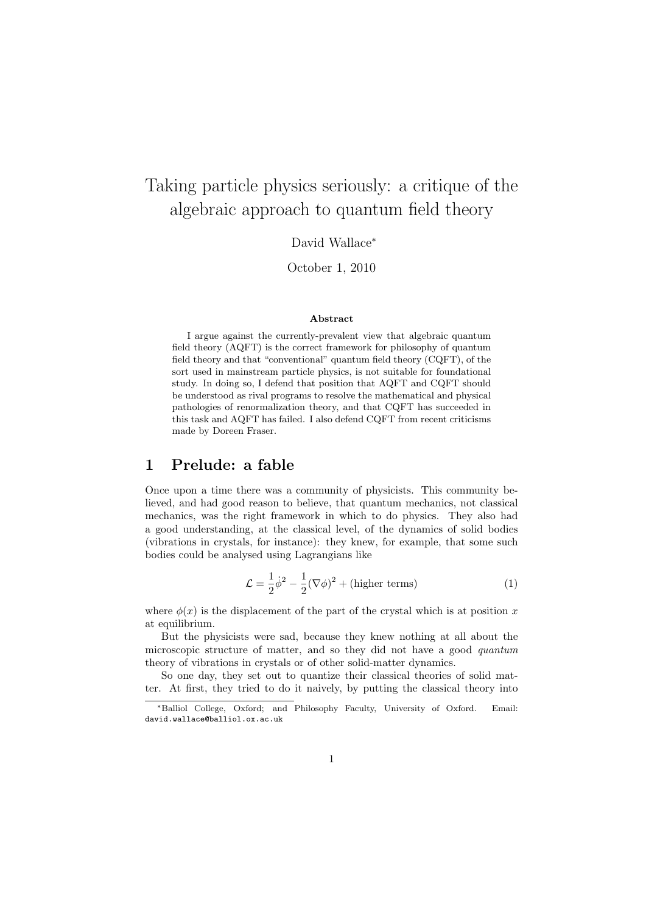# Taking particle physics seriously: a critique of the algebraic approach to quantum field theory

David Wallace*

October 1, 2010

### Abstract

I argue against the currently-prevalent view that algebraic quantum field theory (AQFT) is the correct framework for philosophy of quantum field theory and that "conventional" quantum field theory (CQFT), of the sort used in mainstream particle physics, is not suitable for foundational study. In doing so, I defend that position that AQFT and CQFT should be understood as rival programs to resolve the mathematical and physical pathologies of renormalization theory, and that CQFT has succeeded in this task and AQFT has failed. I also defend CQFT from recent criticisms made by Doreen Fraser.

## 1 Prelude: a fable

Once upon a time there was a community of physicists. This community believed, and had good reason to believe, that quantum mechanics, not classical mechanics, was the right framework in which to do physics. They also had a good understanding, at the classical level, of the dynamics of solid bodies (vibrations in crystals, for instance): they knew, for example, that some such bodies could be analysed using Lagrangians like

$$\mathcal{L} = \frac{1}{2}\dot{\phi}^2 - \frac{1}{2}(\nabla\phi)^2 + \text{(higher terms)} \tag{1}$$

where $\phi(x)$ is the displacement of the part of the crystal which is at position $x$ at equilibrium.

But the physicists were sad, because they knew nothing at all about the microscopic structure of matter, and so they did not have a good *quantum* theory of vibrations in crystals or of other solid-matter dynamics.

So one day, they set out to quantize their classical theories of solid matter. At first, they tried to do it naively, by putting the classical theory into

*Balliol College, Oxford; and Philosophy Faculty, University of Oxford. Email: david.wallace@balliol.ox.ac.uk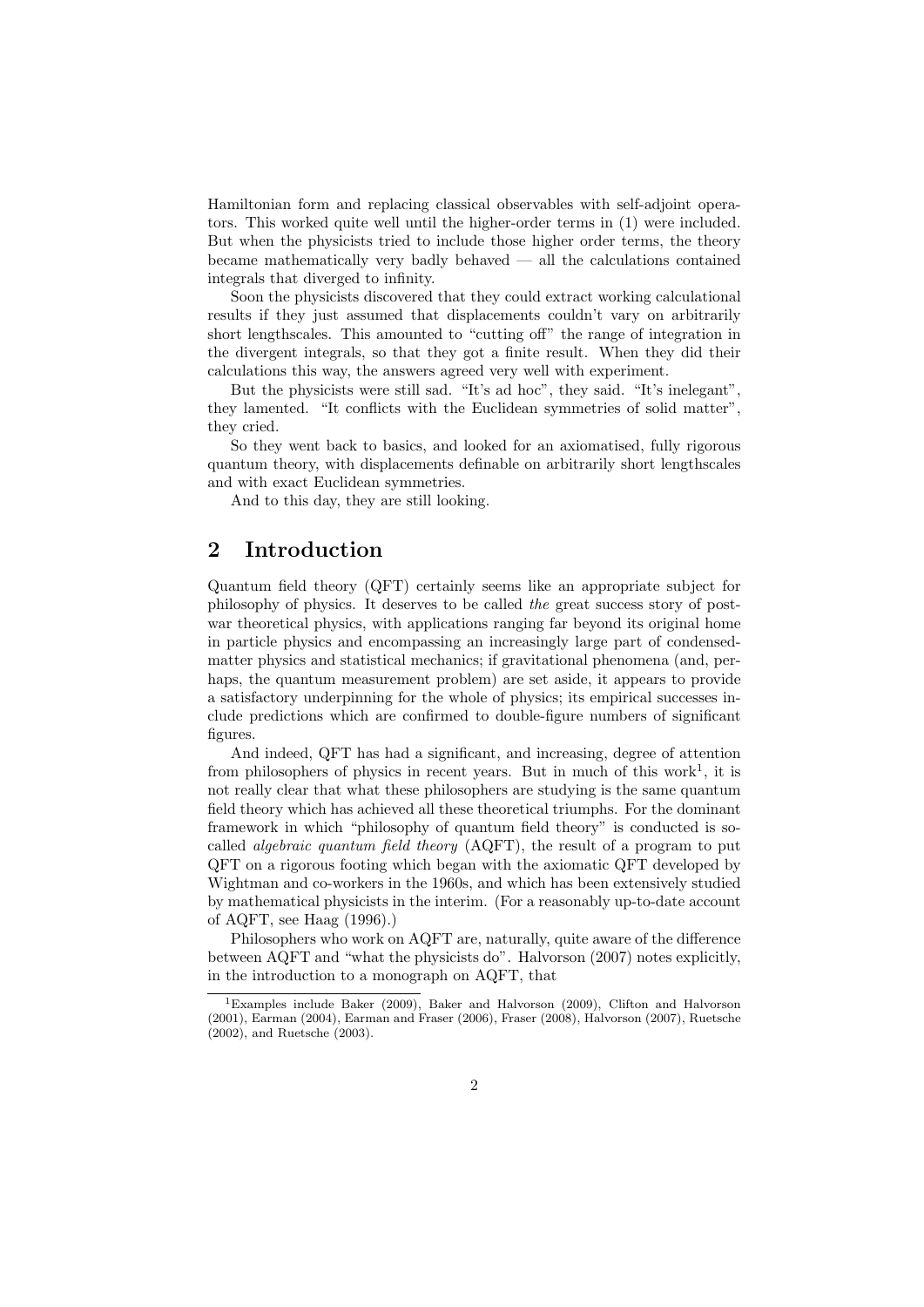Hamiltonian form and replacing classical observables with self-adjoint operators. This worked quite well until the higher-order terms in (1) were included. But when the physicists tried to include those higher order terms, the theory became mathematically very badly behaved — all the calculations contained integrals that diverged to infinity.

Soon the physicists discovered that they could extract working calculational results if they just assumed that displacements couldn't vary on arbitrarily short lengthscales. This amounted to "cutting off" the range of integration in the divergent integrals, so that they got a finite result. When they did their calculations this way, the answers agreed very well with experiment.

But the physicists were still sad. "It's ad hoc", they said. "It's inelegant", they lamented. "It conflicts with the Euclidean symmetries of solid matter", they cried.

So they went back to basics, and looked for an axiomatised, fully rigorous quantum theory, with displacements definable on arbitrarily short lengthscales and with exact Euclidean symmetries.

And to this day, they are still looking.

## 2 Introduction

Quantum field theory (QFT) certainly seems like an appropriate subject for philosophy of physics. It deserves to be called *the* great success story of postwar theoretical physics, with applications ranging far beyond its original home in particle physics and encompassing an increasingly large part of condensed-matter physics and statistical mechanics; if gravitational phenomena (and, perhaps, the quantum measurement problem) are set aside, it appears to provide a satisfactory underpinning for the whole of physics; its empirical successes include predictions which are confirmed to double-figure numbers of significant figures.

And indeed, QFT has had a significant, and increasing, degree of attention from philosophers of physics in recent years. But in much of this work[1], it is not really clear that what these philosophers are studying is the same quantum field theory which has achieved all these theoretical triumphs. For the dominant framework in which "philosophy of quantum field theory" is conducted is so-called *algebraic quantum field theory* (AQFT), the result of a program to put QFT on a rigorous footing which began with the axiomatic QFT developed by Wightman and co-workers in the 1960s, and which has been extensively studied by mathematical physicists in the interim. (For a reasonably up-to-date account of AQFT, see Haag (1996).)

Philosophers who work on AQFT are, naturally, quite aware of the difference between AQFT and "what the physicists do". Halvorson (2007) notes explicitly, in the introduction to a monograph on AQFT, that

[1] Examples include Baker (2009), Baker and Halvorson (2009), Clifton and Halvorson (2001), Earman (2004), Earman and Fraser (2006), Fraser (2008), Halvorson (2007), Ruetsche (2002), and Ruetsche (2003).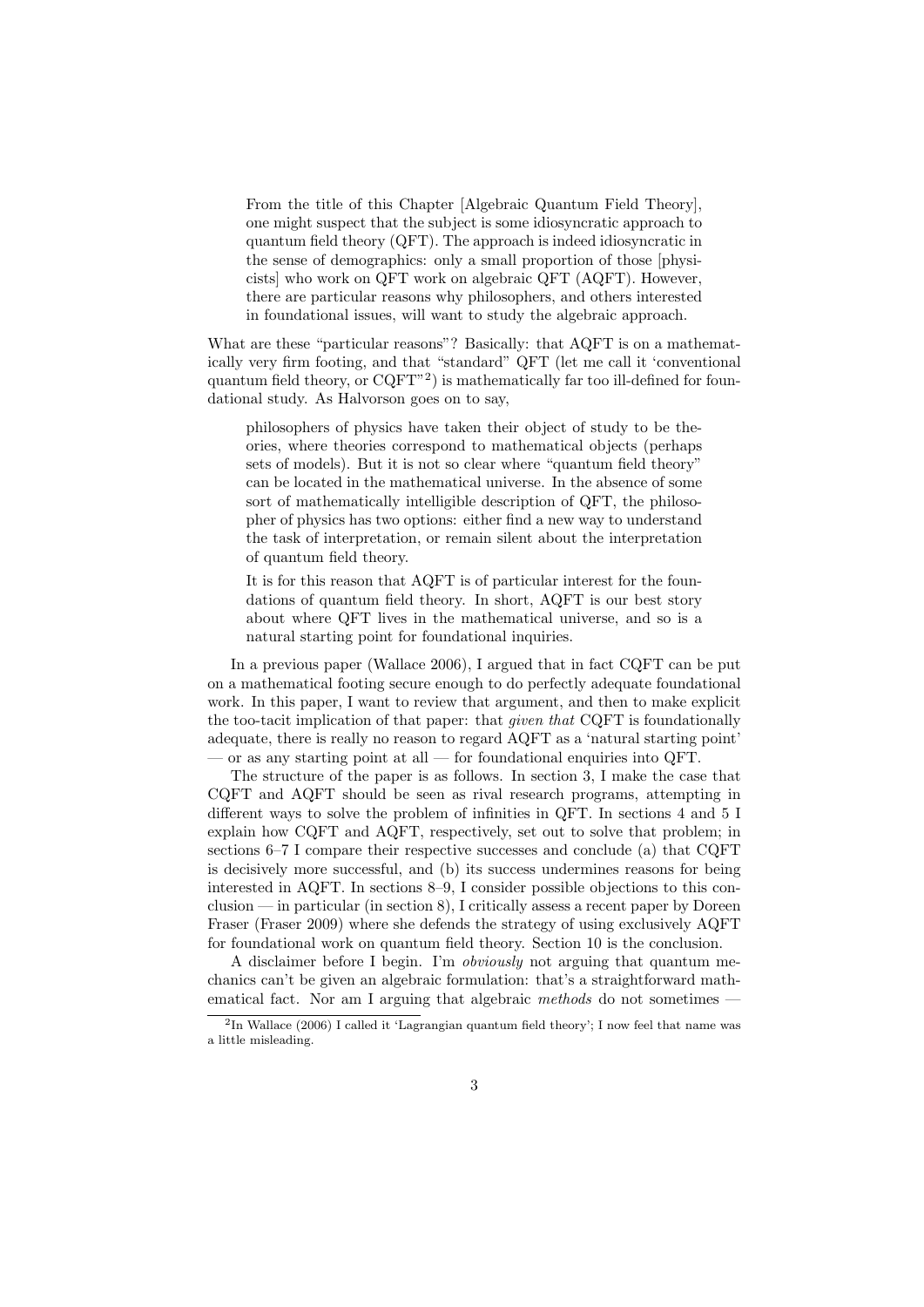> From the title of this Chapter [Algebraic Quantum Field Theory], one might suspect that the subject is some idiosyncratic approach to quantum field theory (QFT). The approach is indeed idiosyncratic in the sense of demographics: only a small proportion of those [physicists] who work on QFT work on algebraic QFT (AQFT). However, there are particular reasons why philosophers, and others interested in foundational issues, will want to study the algebraic approach.

What are these "particular reasons"? Basically: that AQFT is on a mathematically very firm footing, and that "standard" QFT (let me call it 'conventional quantum field theory, or CQFT"[2]) is mathematically far too ill-defined for foundational study. As Halvorson goes on to say,

> philosophers of physics have taken their object of study to be theories, where theories correspond to mathematical objects (perhaps sets of models). But it is not so clear where "quantum field theory" can be located in the mathematical universe. In the absence of some sort of mathematically intelligible description of QFT, the philosopher of physics has two options: either find a new way to understand the task of interpretation, or remain silent about the interpretation of quantum field theory.
>
> It is for this reason that AQFT is of particular interest for the foundations of quantum field theory. In short, AQFT is our best story about where QFT lives in the mathematical universe, and so is a natural starting point for foundational inquiries.

In a previous paper (Wallace 2006), I argued that in fact CQFT can be put on a mathematical footing secure enough to do perfectly adequate foundational work. In this paper, I want to review that argument, and then to make explicit the too-tacit implication of that paper: that *given that* CQFT is foundationally adequate, there is really no reason to regard AQFT as a 'natural starting point' — or as any starting point at all — for foundational enquiries into QFT.

The structure of the paper is as follows. In section 3, I make the case that CQFT and AQFT should be seen as rival research programs, attempting in different ways to solve the problem of infinities in QFT. In sections 4 and 5 I explain how CQFT and AQFT, respectively, set out to solve that problem; in sections 6–7 I compare their respective successes and conclude (a) that CQFT is decisively more successful, and (b) its success undermines reasons for being interested in AQFT. In sections 8–9, I consider possible objections to this conclusion — in particular (in section 8), I critically assess a recent paper by Doreen Fraser (Fraser 2009) where she defends the strategy of using exclusively AQFT for foundational work on quantum field theory. Section 10 is the conclusion.

A disclaimer before I begin. I'm *obviously* not arguing that quantum mechanics can't be given an algebraic formulation: that's a straightforward mathematical fact. Nor am I arguing that algebraic *methods* do not sometimes —

[2] In Wallace (2006) I called it 'Lagrangian quantum field theory'; I now feel that name was a little misleading.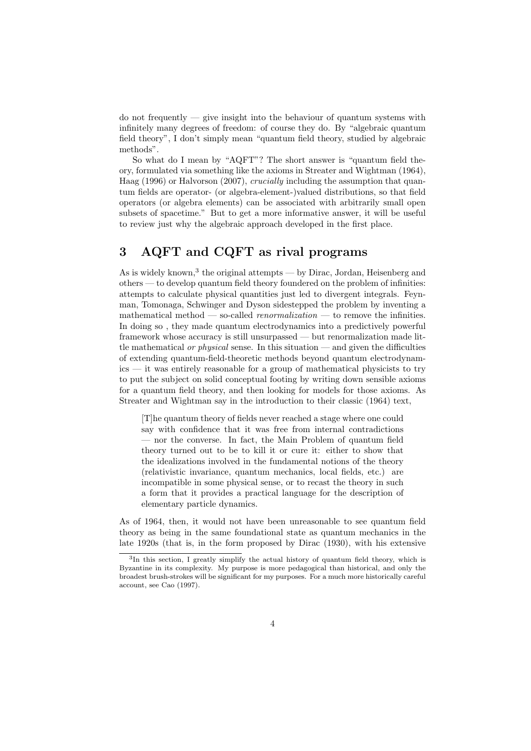do not frequently — give insight into the behaviour of quantum systems with infinitely many degrees of freedom: of course they do. By "algebraic quantum field theory", I don't simply mean "quantum field theory, studied by algebraic methods".

So what do I mean by "AQFT"? The short answer is "quantum field theory, formulated via something like the axioms in Streater and Wightman (1964), Haag (1996) or Halvorson (2007), *crucially* including the assumption that quantum fields are operator- (or algebra-element-)valued distributions, so that field operators (or algebra elements) can be associated with arbitrarily small open subsets of spacetime." But to get a more informative answer, it will be useful to review just why the algebraic approach developed in the first place.

## 3 AQFT and CQFT as rival programs

As is widely known,[3] the original attempts — by Dirac, Jordan, Heisenberg and others — to develop quantum field theory foundered on the problem of infinities: attempts to calculate physical quantities just led to divergent integrals. Feynman, Tomonaga, Schwinger and Dyson sidestepped the problem by inventing a mathematical method — so-called *renormalization* — to remove the infinities. In doing so , they made quantum electrodynamics into a predictively powerful framework whose accuracy is still unsurpassed — but renormalization made little mathematical *or physical* sense. In this situation — and given the difficulties of extending quantum-field-theoretic methods beyond quantum electrodynamics — it was entirely reasonable for a group of mathematical physicists to try to put the subject on solid conceptual footing by writing down sensible axioms for a quantum field theory, and then looking for models for those axioms. As Streater and Wightman say in the introduction to their classic (1964) text,

> [T]he quantum theory of fields never reached a stage where one could say with confidence that it was free from internal contradictions — nor the converse. In fact, the Main Problem of quantum field theory turned out to be to kill it or cure it: either to show that the idealizations involved in the fundamental notions of the theory (relativistic invariance, quantum mechanics, local fields, etc.) are incompatible in some physical sense, or to recast the theory in such a form that it provides a practical language for the description of elementary particle dynamics.

As of 1964, then, it would not have been unreasonable to see quantum field theory as being in the same foundational state as quantum mechanics in the late 1920s (that is, in the form proposed by Dirac (1930), with his extensive

[3] In this section, I greatly simplify the actual history of quantum field theory, which is Byzantine in its complexity. My purpose is more pedagogical than historical, and only the broadest brush-strokes will be significant for my purposes. For a much more historically careful account, see Cao (1997).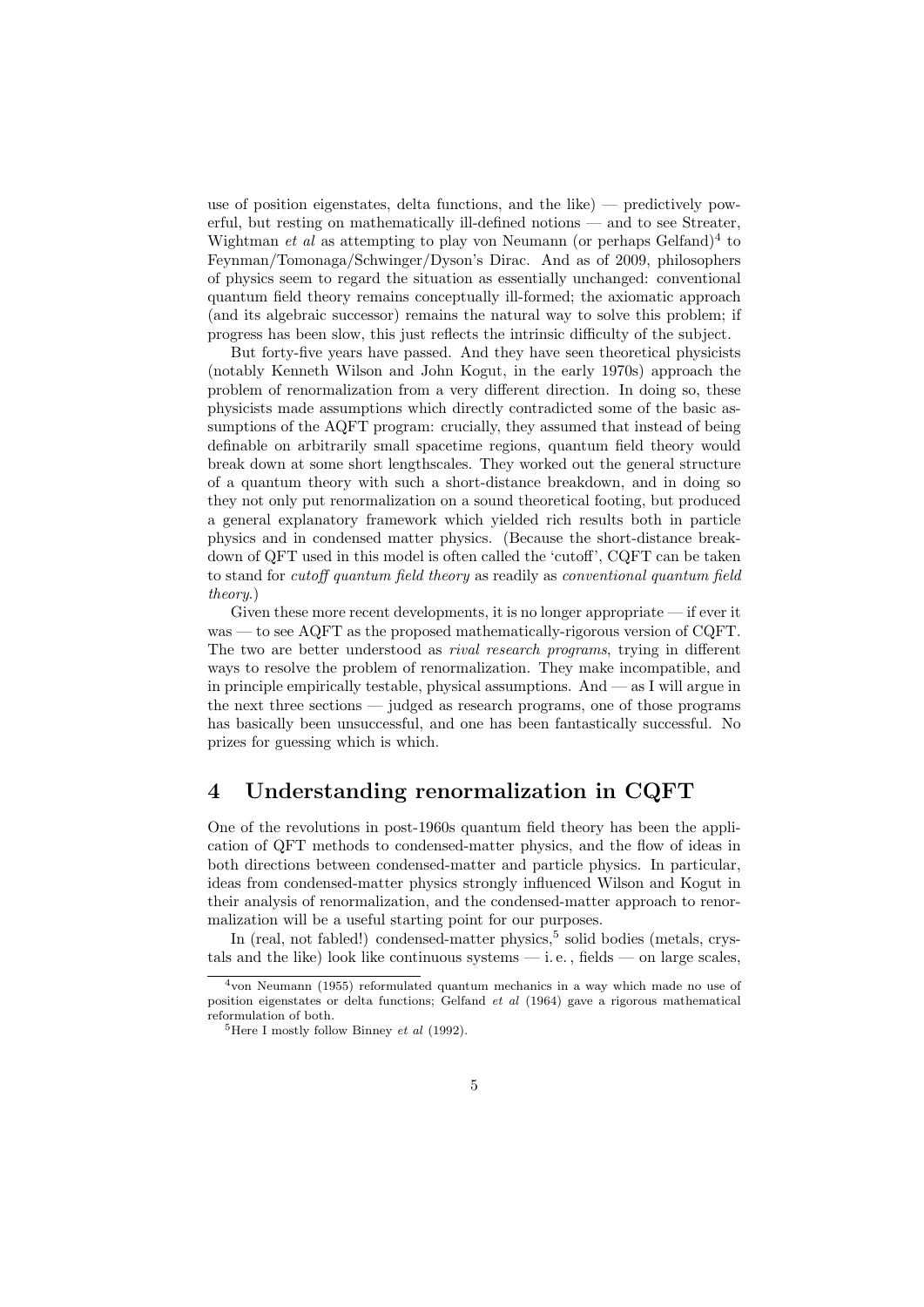use of position eigenstates, delta functions, and the like) — predictively powerful, but resting on mathematically ill-defined notions — and to see Streater, Wightman *et al* as attempting to play von Neumann (or perhaps Gelfand)[4] to Feynman/Tomonaga/Schwinger/Dyson's Dirac. And as of 2009, philosophers of physics seem to regard the situation as essentially unchanged: conventional quantum field theory remains conceptually ill-formed; the axiomatic approach (and its algebraic successor) remains the natural way to solve this problem; if progress has been slow, this just reflects the intrinsic difficulty of the subject.

But forty-five years have passed. And they have seen theoretical physicists (notably Kenneth Wilson and John Kogut, in the early 1970s) approach the problem of renormalization from a very different direction. In doing so, these physicists made assumptions which directly contradicted some of the basic assumptions of the AQFT program: crucially, they assumed that instead of being definable on arbitrarily small spacetime regions, quantum field theory would break down at some short lengthscales. They worked out the general structure of a quantum theory with such a short-distance breakdown, and in doing so they not only put renormalization on a sound theoretical footing, but produced a general explanatory framework which yielded rich results both in particle physics and in condensed matter physics. (Because the short-distance breakdown of QFT used in this model is often called the 'cutoff', CQFT can be taken to stand for *cutoff quantum field theory* as readily as *conventional quantum field theory*.)

Given these more recent developments, it is no longer appropriate — if ever it was — to see AQFT as the proposed mathematically-rigorous version of CQFT. The two are better understood as *rival research programs*, trying in different ways to resolve the problem of renormalization. They make incompatible, and in principle empirically testable, physical assumptions. And — as I will argue in the next three sections — judged as research programs, one of those programs has basically been unsuccessful, and one has been fantastically successful. No prizes for guessing which is which.

## 4 Understanding renormalization in CQFT

One of the revolutions in post-1960s quantum field theory has been the application of QFT methods to condensed-matter physics, and the flow of ideas in both directions between condensed-matter and particle physics. In particular, ideas from condensed-matter physics strongly influenced Wilson and Kogut in their analysis of renormalization, and the condensed-matter approach to renormalization will be a useful starting point for our purposes.

In (real, not fabled!) condensed-matter physics,[5] solid bodies (metals, crystals and the like) look like continuous systems — i. e. , fields — on large scales,

[4] von Neumann (1955) reformulated quantum mechanics in a way which made no use of position eigenstates or delta functions; Gelfand *et al* (1964) gave a rigorous mathematical reformulation of both.

[5] Here I mostly follow Binney *et al* (1992).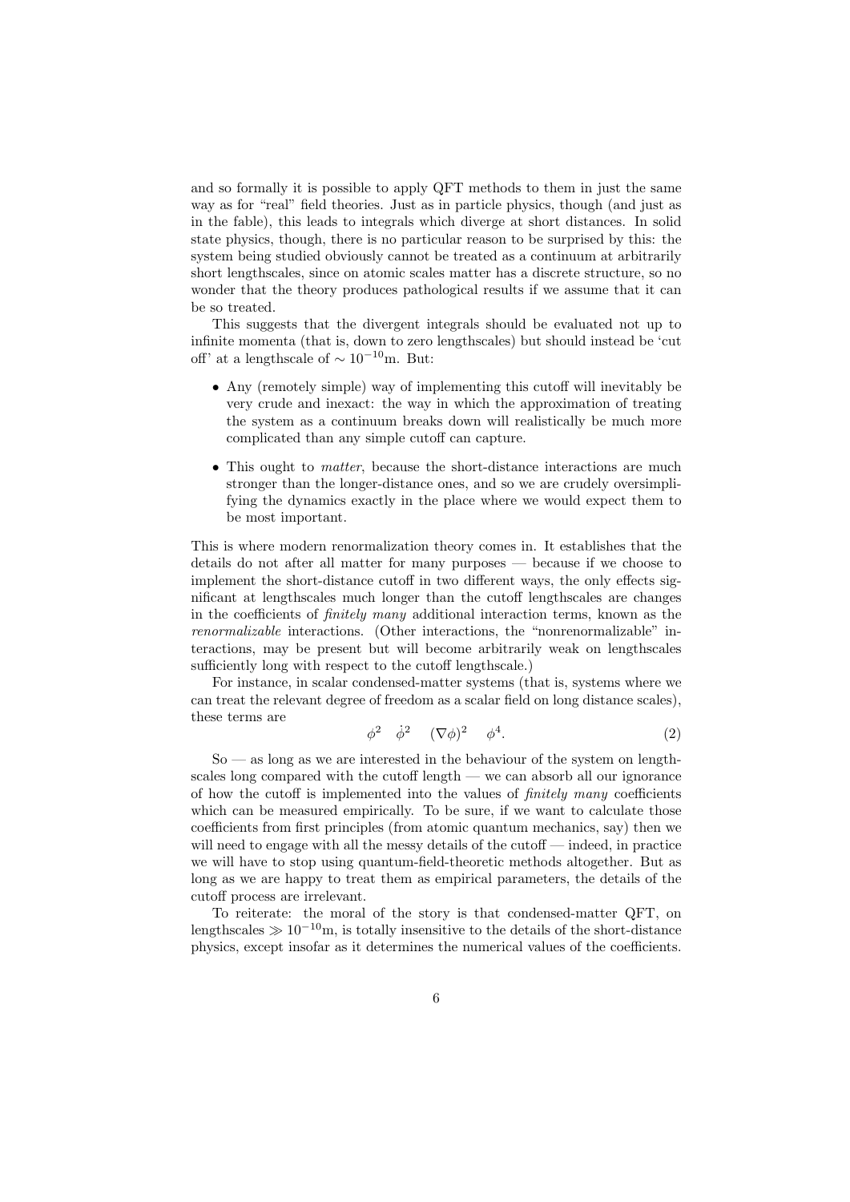and so formally it is possible to apply QFT methods to them in just the same way as for "real" field theories. Just as in particle physics, though (and just as in the fable), this leads to integrals which diverge at short distances. In solid state physics, though, there is no particular reason to be surprised by this: the system being studied obviously cannot be treated as a continuum at arbitrarily short lengthscales, since on atomic scales matter has a discrete structure, so no wonder that the theory produces pathological results if we assume that it can be so treated.

This suggests that the divergent integrals should be evaluated not up to infinite momenta (that is, down to zero lengthscales) but should instead be 'cut off' at a lengthscale of $\sim 10^{-10}$m. But:

- Any (remotely simple) way of implementing this cutoff will inevitably be very crude and inexact: the way in which the approximation of treating the system as a continuum breaks down will realistically be much more complicated than any simple cutoff can capture.
- This ought to *matter*, because the short-distance interactions are much stronger than the longer-distance ones, and so we are crudely oversimplifying the dynamics exactly in the place where we would expect them to be most important.

This is where modern renormalization theory comes in. It establishes that the details do not after all matter for many purposes — because if we choose to implement the short-distance cutoff in two different ways, the only effects significant at lengthscales much longer than the cutoff lengthscales are changes in the coefficients of *finitely many* additional interaction terms, known as the *renormalizable* interactions. (Other interactions, the "nonrenormalizable" interactions, may be present but will become arbitrarily weak on lengthscales sufficiently long with respect to the cutoff lengthscale.)

For instance, in scalar condensed-matter systems (that is, systems where we can treat the relevant degree of freedom as a scalar field on long distance scales), these terms are

$$\phi^2 \quad \dot{\phi}^2 \quad (\nabla\phi)^2 \quad \phi^4. \tag{2}$$

So — as long as we are interested in the behaviour of the system on lengthscales long compared with the cutoff length — we can absorb all our ignorance of how the cutoff is implemented into the values of *finitely many* coefficients which can be measured empirically. To be sure, if we want to calculate those coefficients from first principles (from atomic quantum mechanics, say) then we will need to engage with all the messy details of the cutoff — indeed, in practice we will have to stop using quantum-field-theoretic methods altogether. But as long as we are happy to treat them as empirical parameters, the details of the cutoff process are irrelevant.

To reiterate: the moral of the story is that condensed-matter QFT, on lengthscales $\gg 10^{-10}$m, is totally insensitive to the details of the short-distance physics, except insofar as it determines the numerical values of the coefficients.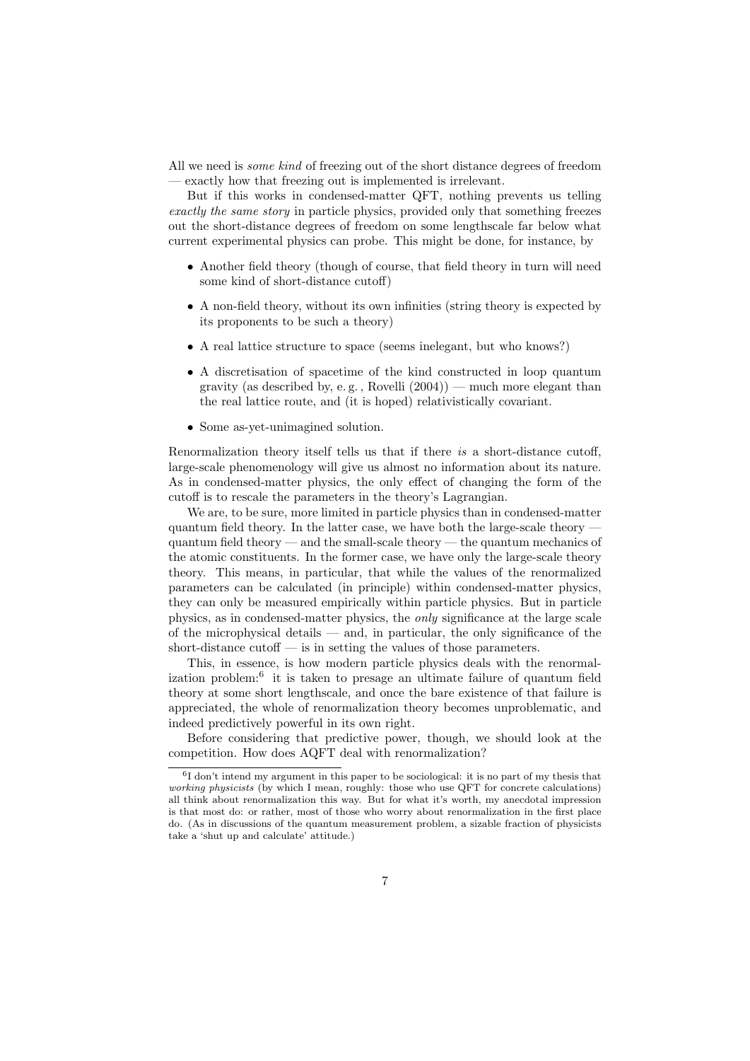All we need is *some kind* of freezing out of the short distance degrees of freedom — exactly how that freezing out is implemented is irrelevant.

But if this works in condensed-matter QFT, nothing prevents us telling *exactly the same story* in particle physics, provided only that something freezes out the short-distance degrees of freedom on some lengthscale far below what current experimental physics can probe. This might be done, for instance, by

- Another field theory (though of course, that field theory in turn will need some kind of short-distance cutoff)
- A non-field theory, without its own infinities (string theory is expected by its proponents to be such a theory)
- A real lattice structure to space (seems inelegant, but who knows?)
- A discretisation of spacetime of the kind constructed in loop quantum gravity (as described by, e. g. , Rovelli (2004)) — much more elegant than the real lattice route, and (it is hoped) relativistically covariant.
- Some as-yet-unimagined solution.

Renormalization theory itself tells us that if there *is* a short-distance cutoff, large-scale phenomenology will give us almost no information about its nature. As in condensed-matter physics, the only effect of changing the form of the cutoff is to rescale the parameters in the theory's Lagrangian.

We are, to be sure, more limited in particle physics than in condensed-matter quantum field theory. In the latter case, we have both the large-scale theory — quantum field theory — and the small-scale theory — the quantum mechanics of the atomic constituents. In the former case, we have only the large-scale theory theory. This means, in particular, that while the values of the renormalized parameters can be calculated (in principle) within condensed-matter physics, they can only be measured empirically within particle physics. But in particle physics, as in condensed-matter physics, the *only* significance at the large scale of the microphysical details — and, in particular, the only significance of the short-distance cutoff — is in setting the values of those parameters.

This, in essence, is how modern particle physics deals with the renormalization problem:[6] it is taken to presage an ultimate failure of quantum field theory at some short lengthscale, and once the bare existence of that failure is appreciated, the whole of renormalization theory becomes unproblematic, and indeed predictively powerful in its own right.

Before considering that predictive power, though, we should look at the competition. How does AQFT deal with renormalization?

[6] I don't intend my argument in this paper to be sociological: it is no part of my thesis that *working physicists* (by which I mean, roughly: those who use QFT for concrete calculations) all think about renormalization this way. But for what it's worth, my anecdotal impression is that most do: or rather, most of those who worry about renormalization in the first place do. (As in discussions of the quantum measurement problem, a sizable fraction of physicists take a 'shut up and calculate' attitude.)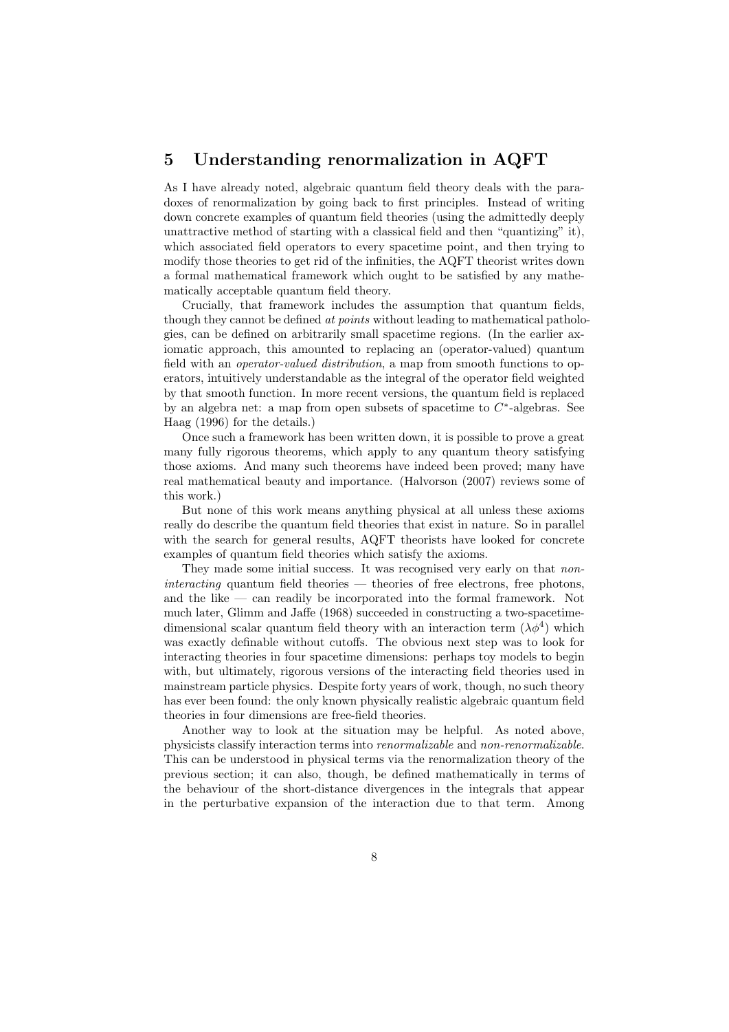## 5 Understanding renormalization in AQFT

As I have already noted, algebraic quantum field theory deals with the paradoxes of renormalization by going back to first principles. Instead of writing down concrete examples of quantum field theories (using the admittedly deeply unattractive method of starting with a classical field and then "quantizing" it), which associated field operators to every spacetime point, and then trying to modify those theories to get rid of the infinities, the AQFT theorist writes down a formal mathematical framework which ought to be satisfied by any mathematically acceptable quantum field theory.

Crucially, that framework includes the assumption that quantum fields, though they cannot be defined *at points* without leading to mathematical pathologies, can be defined on arbitrarily small spacetime regions. (In the earlier axiomatic approach, this amounted to replacing an (operator-valued) quantum field with an *operator-valued distribution*, a map from smooth functions to operators, intuitively understandable as the integral of the operator field weighted by that smooth function. In more recent versions, the quantum field is replaced by an algebra net: a map from open subsets of spacetime to $C^*$-algebras. See Haag (1996) for the details.)

Once such a framework has been written down, it is possible to prove a great many fully rigorous theorems, which apply to any quantum theory satisfying those axioms. And many such theorems have indeed been proved; many have real mathematical beauty and importance. (Halvorson (2007) reviews some of this work.)

But none of this work means anything physical at all unless these axioms really do describe the quantum field theories that exist in nature. So in parallel with the search for general results, AQFT theorists have looked for concrete examples of quantum field theories which satisfy the axioms.

They made some initial success. It was recognised very early on that *non-interacting* quantum field theories — theories of free electrons, free photons, and the like — can readily be incorporated into the formal framework. Not much later, Glimm and Jaffe (1968) succeeded in constructing a two-spacetime-dimensional scalar quantum field theory with an interaction term ($\lambda\phi^4$) which was exactly definable without cutoffs. The obvious next step was to look for interacting theories in four spacetime dimensions: perhaps toy models to begin with, but ultimately, rigorous versions of the interacting field theories used in mainstream particle physics. Despite forty years of work, though, no such theory has ever been found: the only known physically realistic algebraic quantum field theories in four dimensions are free-field theories.

Another way to look at the situation may be helpful. As noted above, physicists classify interaction terms into *renormalizable* and *non-renormalizable*. This can be understood in physical terms via the renormalization theory of the previous section; it can also, though, be defined mathematically in terms of the behaviour of the short-distance divergences in the integrals that appear in the perturbative expansion of the interaction due to that term. Among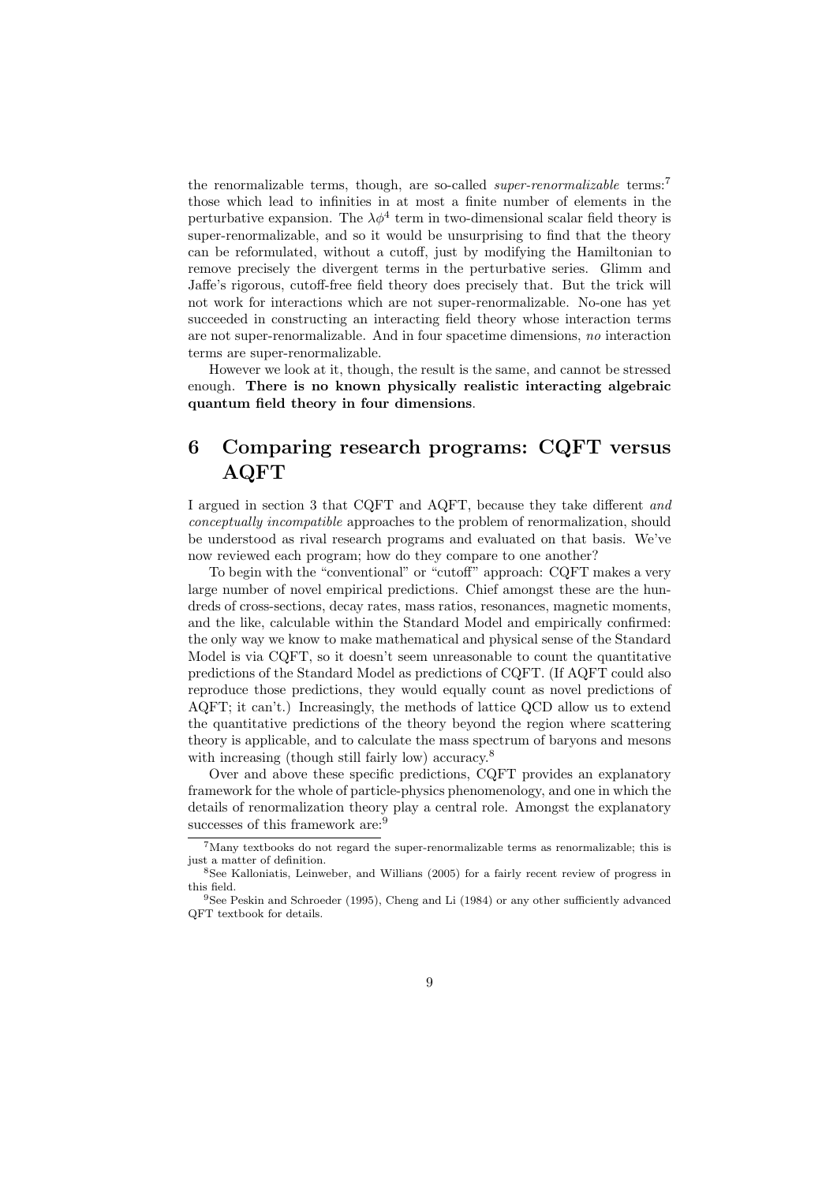the renormalizable terms, though, are so-called *super-renormalizable* terms:[7] those which lead to infinities in at most a finite number of elements in the perturbative expansion. The $\lambda\phi^4$ term in two-dimensional scalar field theory is super-renormalizable, and so it would be unsurprising to find that the theory can be reformulated, without a cutoff, just by modifying the Hamiltonian to remove precisely the divergent terms in the perturbative series. Glimm and Jaffe's rigorous, cutoff-free field theory does precisely that. But the trick will not work for interactions which are not super-renormalizable. No-one has yet succeeded in constructing an interacting field theory whose interaction terms are not super-renormalizable. And in four spacetime dimensions, *no* interaction terms are super-renormalizable.

However we look at it, though, the result is the same, and cannot be stressed enough. **There is no known physically realistic interacting algebraic quantum field theory in four dimensions**.

# 6 Comparing research programs: CQFT versus AQFT

I argued in section 3 that CQFT and AQFT, because they take different *and conceptually incompatible* approaches to the problem of renormalization, should be understood as rival research programs and evaluated on that basis. We've now reviewed each program; how do they compare to one another?

To begin with the "conventional" or "cutoff" approach: CQFT makes a very large number of novel empirical predictions. Chief amongst these are the hundreds of cross-sections, decay rates, mass ratios, resonances, magnetic moments, and the like, calculable within the Standard Model and empirically confirmed: the only way we know to make mathematical and physical sense of the Standard Model is via CQFT, so it doesn't seem unreasonable to count the quantitative predictions of the Standard Model as predictions of CQFT. (If AQFT could also reproduce those predictions, they would equally count as novel predictions of AQFT; it can't.) Increasingly, the methods of lattice QCD allow us to extend the quantitative predictions of the theory beyond the region where scattering theory is applicable, and to calculate the mass spectrum of baryons and mesons with increasing (though still fairly low) accuracy.[8]

Over and above these specific predictions, CQFT provides an explanatory framework for the whole of particle-physics phenomenology, and one in which the details of renormalization theory play a central role. Amongst the explanatory successes of this framework are:[9]

---

[7] Many textbooks do not regard the super-renormalizable terms as renormalizable; this is just a matter of definition.

[8] See Kalloniatis, Leinweber, and Willians (2005) for a fairly recent review of progress in this field.

[9] See Peskin and Schroeder (1995), Cheng and Li (1984) or any other sufficiently advanced QFT textbook for details.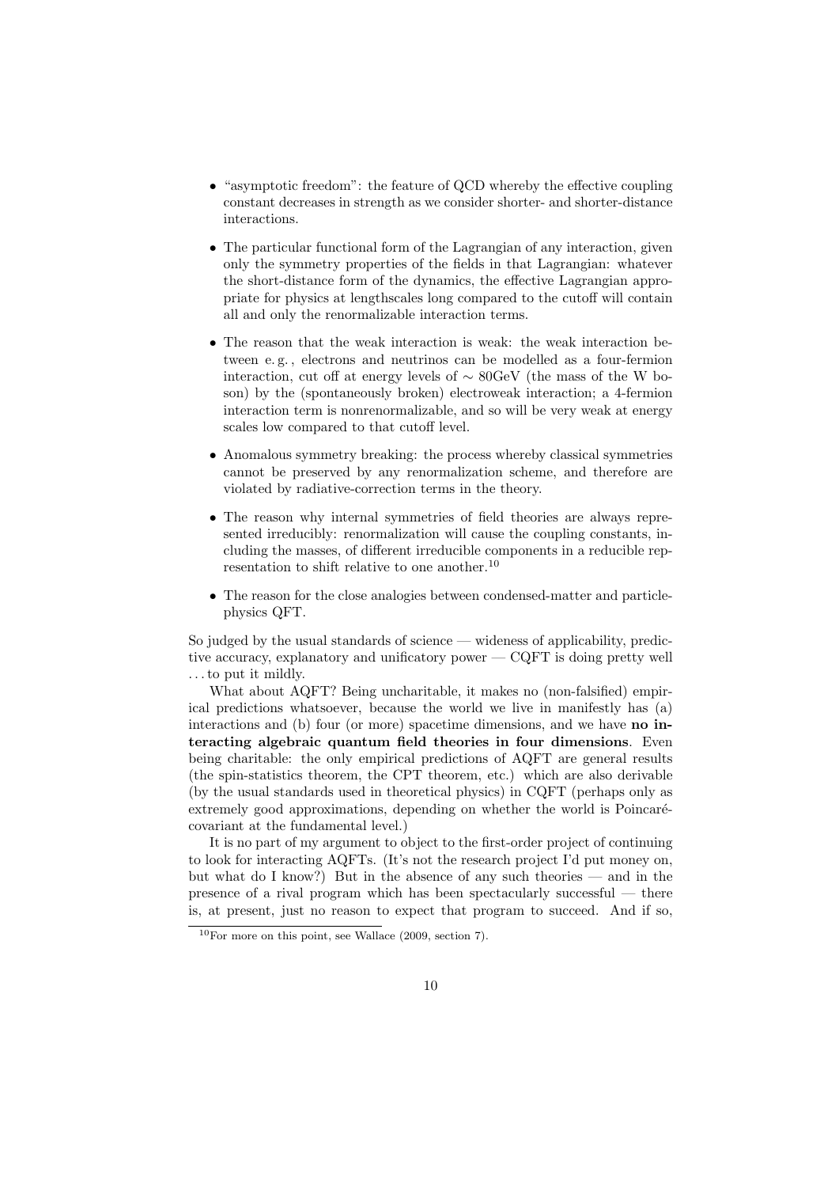- "asymptotic freedom": the feature of QCD whereby the effective coupling constant decreases in strength as we consider shorter- and shorter-distance interactions.
- The particular functional form of the Lagrangian of any interaction, given only the symmetry properties of the fields in that Lagrangian: whatever the short-distance form of the dynamics, the effective Lagrangian appropriate for physics at lengthscales long compared to the cutoff will contain all and only the renormalizable interaction terms.
- The reason that the weak interaction is weak: the weak interaction between e. g., electrons and neutrinos can be modelled as a four-fermion interaction, cut off at energy levels of $\sim 80$GeV (the mass of the W boson) by the (spontaneously broken) electroweak interaction; a 4-fermion interaction term is nonrenormalizable, and so will be very weak at energy scales low compared to that cutoff level.
- Anomalous symmetry breaking: the process whereby classical symmetries cannot be preserved by any renormalization scheme, and therefore are violated by radiative-correction terms in the theory.
- The reason why internal symmetries of field theories are always represented irreducibly: renormalization will cause the coupling constants, including the masses, of different irreducible components in a reducible representation to shift relative to one another.[10]
- The reason for the close analogies between condensed-matter and particle-physics QFT.

So judged by the usual standards of science — wideness of applicability, predictive accuracy, explanatory and unificatory power — CQFT is doing pretty well . . . to put it mildly.

What about AQFT? Being uncharitable, it makes no (non-falsified) empirical predictions whatsoever, because the world we live in manifestly has (a) interactions and (b) four (or more) spacetime dimensions, and we have **no interacting algebraic quantum field theories in four dimensions**. Even being charitable: the only empirical predictions of AQFT are general results (the spin-statistics theorem, the CPT theorem, etc.) which are also derivable (by the usual standards used in theoretical physics) in CQFT (perhaps only as extremely good approximations, depending on whether the world is Poincaré-covariant at the fundamental level.)

It is no part of my argument to object to the first-order project of continuing to look for interacting AQFTs. (It's not the research project I'd put money on, but what do I know?) But in the absence of any such theories — and in the presence of a rival program which has been spectacularly successful — there is, at present, just no reason to expect that program to succeed. And if so,

[10] For more on this point, see Wallace (2009, section 7).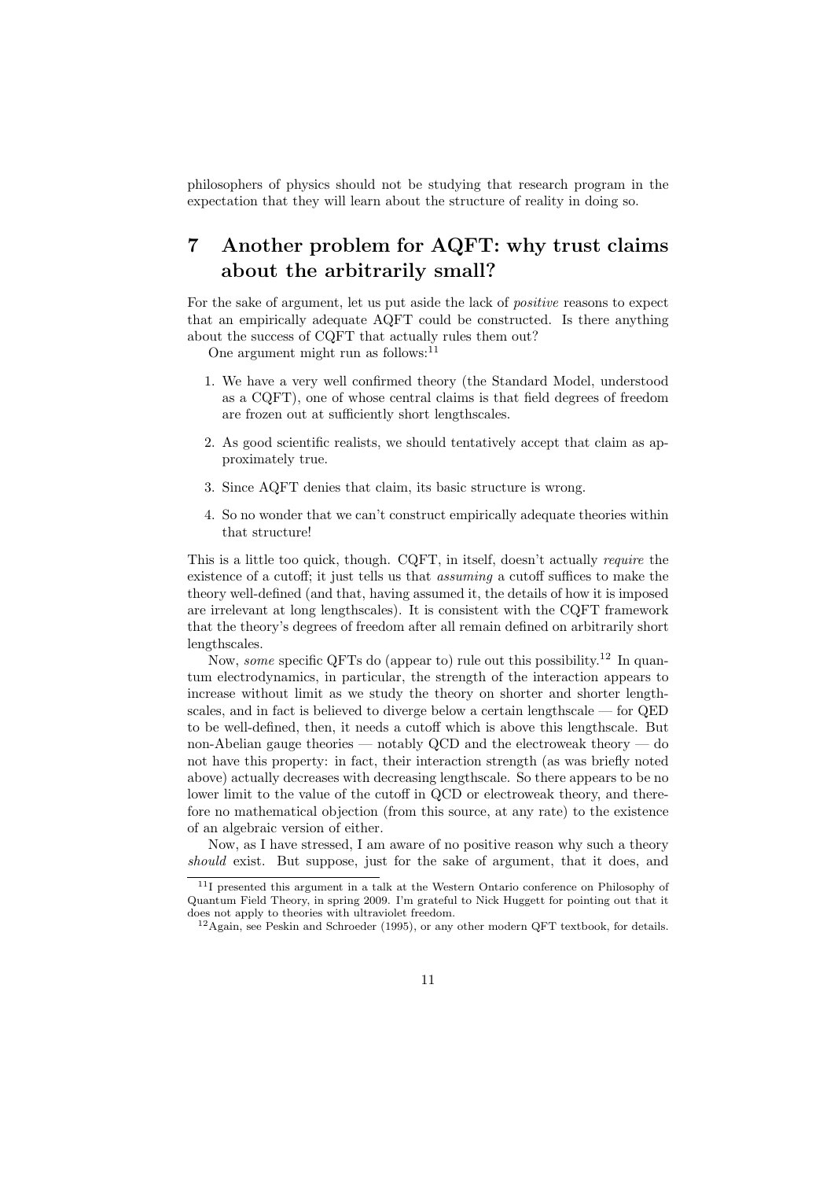philosophers of physics should not be studying that research program in the expectation that they will learn about the structure of reality in doing so.

## 7 Another problem for AQFT: why trust claims about the arbitrarily small?

For the sake of argument, let us put aside the lack of *positive* reasons to expect that an empirically adequate AQFT could be constructed. Is there anything about the success of CQFT that actually rules them out?

One argument might run as follows:[11]

1. We have a very well confirmed theory (the Standard Model, understood as a CQFT), one of whose central claims is that field degrees of freedom are frozen out at sufficiently short lengthscales.
2. As good scientific realists, we should tentatively accept that claim as approximately true.
3. Since AQFT denies that claim, its basic structure is wrong.
4. So no wonder that we can't construct empirically adequate theories within that structure!

This is a little too quick, though. CQFT, in itself, doesn't actually *require* the existence of a cutoff; it just tells us that *assuming* a cutoff suffices to make the theory well-defined (and that, having assumed it, the details of how it is imposed are irrelevant at long lengthscales). It is consistent with the CQFT framework that the theory's degrees of freedom after all remain defined on arbitrarily short lengthscales.

Now, *some* specific QFTs do (appear to) rule out this possibility.[12] In quantum electrodynamics, in particular, the strength of the interaction appears to increase without limit as we study the theory on shorter and shorter lengthscales, and in fact is believed to diverge below a certain lengthscale — for QED to be well-defined, then, it needs a cutoff which is above this lengthscale. But non-Abelian gauge theories — notably QCD and the electroweak theory — do not have this property: in fact, their interaction strength (as was briefly noted above) actually decreases with decreasing lengthscale. So there appears to be no lower limit to the value of the cutoff in QCD or electroweak theory, and therefore no mathematical objection (from this source, at any rate) to the existence of an algebraic version of either.

Now, as I have stressed, I am aware of no positive reason why such a theory *should* exist. But suppose, just for the sake of argument, that it does, and

---

[11] I presented this argument in a talk at the Western Ontario conference on Philosophy of Quantum Field Theory, in spring 2009. I'm grateful to Nick Huggett for pointing out that it does not apply to theories with ultraviolet freedom.

[12] Again, see Peskin and Schroeder (1995), or any other modern QFT textbook, for details.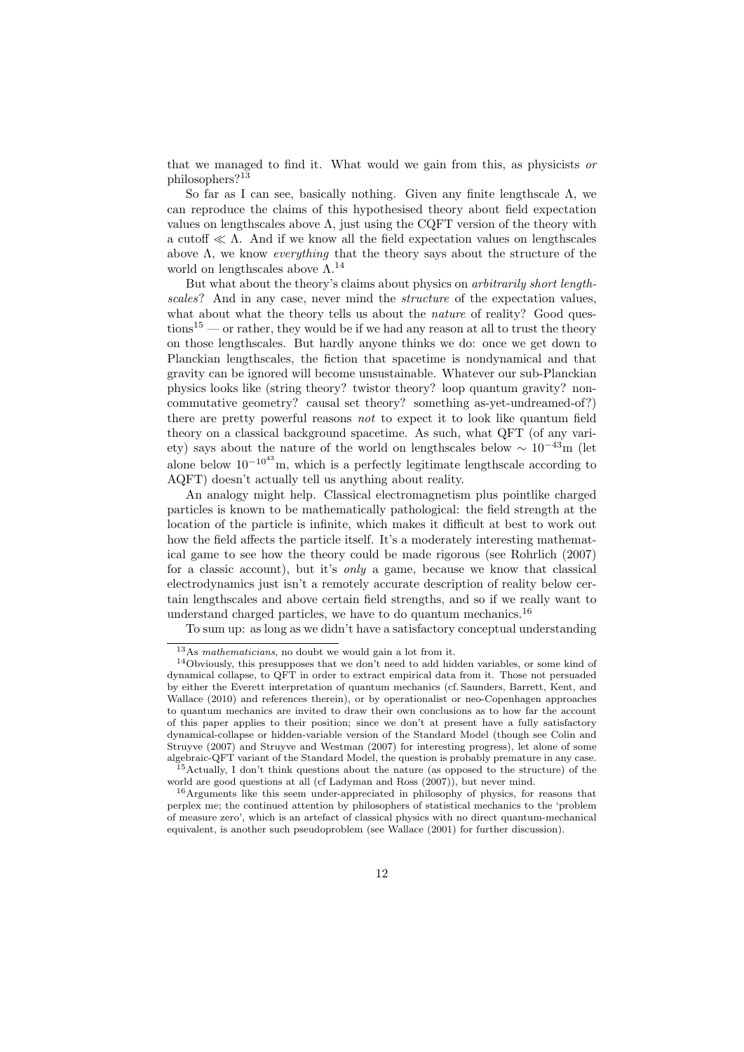that we managed to find it. What would we gain from this, as physicists *or* philosophers?[13]

So far as I can see, basically nothing. Given any finite lengthscale $\Lambda$, we can reproduce the claims of this hypothesised theory about field expectation values on lengthscales above $\Lambda$, just using the CQFT version of the theory with a cutoff $\ll \Lambda$. And if we know all the field expectation values on lengthscales above $\Lambda$, we know *everything* that the theory says about the structure of the world on lengthscales above $\Lambda$.[14]

But what about the theory's claims about physics on *arbitrarily short lengthscales*? And in any case, never mind the *structure* of the expectation values, what about what the theory tells us about the *nature* of reality? Good questions[15] — or rather, they would be if we had any reason at all to trust the theory on those lengthscales. But hardly anyone thinks we do: once we get down to Planckian lengthscales, the fiction that spacetime is nondynamical and that gravity can be ignored will become unsustainable. Whatever our sub-Planckian physics looks like (string theory? twistor theory? loop quantum gravity? noncommutative geometry? causal set theory? something as-yet-undreamed-of?) there are pretty powerful reasons *not* to expect it to look like quantum field theory on a classical background spacetime. As such, what QFT (of any variety) says about the nature of the world on lengthscales below $\sim 10^{-43}$m (let alone below $10^{-10^{43}}$m, which is a perfectly legitimate lengthscale according to AQFT) doesn't actually tell us anything about reality.

An analogy might help. Classical electromagnetism plus pointlike charged particles is known to be mathematically pathological: the field strength at the location of the particle is infinite, which makes it difficult at best to work out how the field affects the particle itself. It's a moderately interesting mathematical game to see how the theory could be made rigorous (see Rohrlich (2007) for a classic account), but it's *only* a game, because we know that classical electrodynamics just isn't a remotely accurate description of reality below certain lengthscales and above certain field strengths, and so if we really want to understand charged particles, we have to do quantum mechanics.[16]

To sum up: as long as we didn't have a satisfactory conceptual understanding

---

[13] As *mathematicians*, no doubt we would gain a lot from it.

[14] Obviously, this presupposes that we don't need to add hidden variables, or some kind of dynamical collapse, to QFT in order to extract empirical data from it. Those not persuaded by either the Everett interpretation of quantum mechanics (cf. Saunders, Barrett, Kent, and Wallace (2010) and references therein), or by operationalist or neo-Copenhagen approaches to quantum mechanics are invited to draw their own conclusions as to how far the account of this paper applies to their position; since we don't at present have a fully satisfactory dynamical-collapse or hidden-variable version of the Standard Model (though see Colin and Struyve (2007) and Struyve and Westman (2007) for interesting progress), let alone of some algebraic-QFT variant of the Standard Model, the question is probably premature in any case.

[15] Actually, I don't think questions about the nature (as opposed to the structure) of the world are good questions at all (cf Ladyman and Ross (2007)), but never mind.

[16] Arguments like this seem under-appreciated in philosophy of physics, for reasons that perplex me; the continued attention by philosophers of statistical mechanics to the 'problem of measure zero', which is an artefact of classical physics with no direct quantum-mechanical equivalent, is another such pseudoproblem (see Wallace (2001) for further discussion).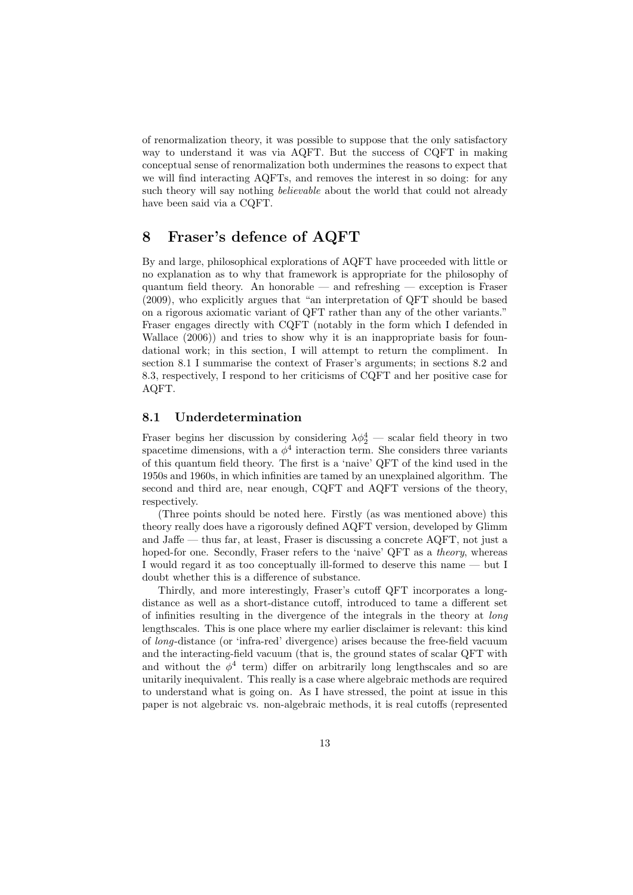of renormalization theory, it was possible to suppose that the only satisfactory way to understand it was via AQFT. But the success of CQFT in making conceptual sense of renormalization both undermines the reasons to expect that we will find interacting AQFTs, and removes the interest in so doing: for any such theory will say nothing *believable* about the world that could not already have been said via a CQFT.

# 8 Fraser's defence of AQFT

By and large, philosophical explorations of AQFT have proceeded with little or no explanation as to why that framework is appropriate for the philosophy of quantum field theory. An honorable — and refreshing — exception is Fraser (2009), who explicitly argues that "an interpretation of QFT should be based on a rigorous axiomatic variant of QFT rather than any of the other variants." Fraser engages directly with CQFT (notably in the form which I defended in Wallace (2006)) and tries to show why it is an inappropriate basis for foundational work; in this section, I will attempt to return the compliment. In section 8.1 I summarise the context of Fraser's arguments; in sections 8.2 and 8.3, respectively, I respond to her criticisms of CQFT and her positive case for AQFT.

## 8.1 Underdetermination

Fraser begins her discussion by considering $\lambda\phi^4_2$ — scalar field theory in two spacetime dimensions, with a $\phi^4$ interaction term. She considers three variants of this quantum field theory. The first is a 'naive' QFT of the kind used in the 1950s and 1960s, in which infinities are tamed by an unexplained algorithm. The second and third are, near enough, CQFT and AQFT versions of the theory, respectively.

(Three points should be noted here. Firstly (as was mentioned above) this theory really does have a rigorously defined AQFT version, developed by Glimm and Jaffe — thus far, at least, Fraser is discussing a concrete AQFT, not just a hoped-for one. Secondly, Fraser refers to the 'naive' QFT as a *theory*, whereas I would regard it as too conceptually ill-formed to deserve this name — but I doubt whether this is a difference of substance.

Thirdly, and more interestingly, Fraser's cutoff QFT incorporates a long-distance as well as a short-distance cutoff, introduced to tame a different set of infinities resulting in the divergence of the integrals in the theory at *long* lengthscales. This is one place where my earlier disclaimer is relevant: this kind of *long*-distance (or 'infra-red' divergence) arises because the free-field vacuum and the interacting-field vacuum (that is, the ground states of scalar QFT with and without the $\phi^4$ term) differ on arbitrarily long lengthscales and so are unitarily inequivalent. This really is a case where algebraic methods are required to understand what is going on. As I have stressed, the point at issue in this paper is not algebraic vs. non-algebraic methods, it is real cutoffs (represented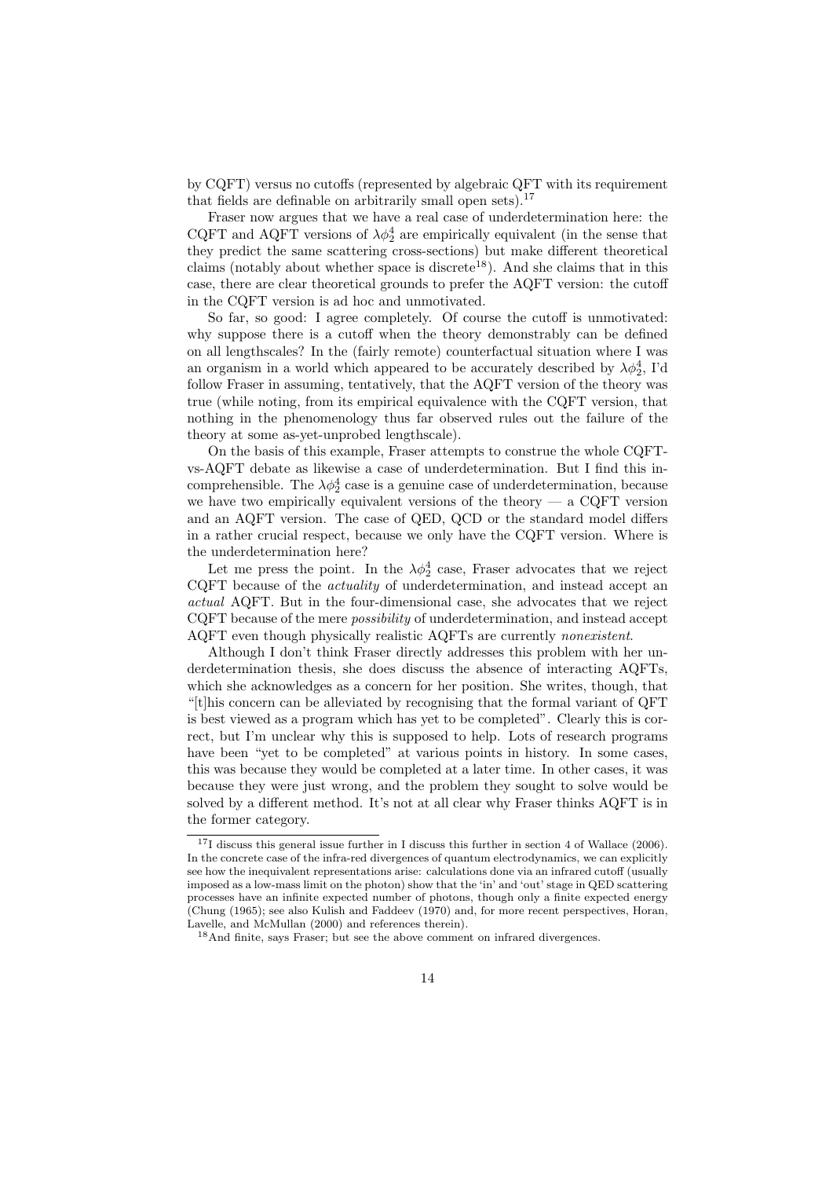by CQFT) versus no cutoffs (represented by algebraic QFT with its requirement that fields are definable on arbitrarily small open sets).[17]

Fraser now argues that we have a real case of underdetermination here: the CQFT and AQFT versions of $\lambda\phi^4_2$ are empirically equivalent (in the sense that they predict the same scattering cross-sections) but make different theoretical claims (notably about whether space is discrete[18]). And she claims that in this case, there are clear theoretical grounds to prefer the AQFT version: the cutoff in the CQFT version is ad hoc and unmotivated.

So far, so good: I agree completely. Of course the cutoff is unmotivated: why suppose there is a cutoff when the theory demonstrably can be defined on all lengthscales? In the (fairly remote) counterfactual situation where I was an organism in a world which appeared to be accurately described by $\lambda\phi^4_2$, I'd follow Fraser in assuming, tentatively, that the AQFT version of the theory was true (while noting, from its empirical equivalence with the CQFT version, that nothing in the phenomenology thus far observed rules out the failure of the theory at some as-yet-unprobed lengthscale).

On the basis of this example, Fraser attempts to construe the whole CQFT-vs-AQFT debate as likewise a case of underdetermination. But I find this incomprehensible. The $\lambda\phi^4_2$ case is a genuine case of underdetermination, because we have two empirically equivalent versions of the theory — a CQFT version and an AQFT version. The case of QED, QCD or the standard model differs in a rather crucial respect, because we only have the CQFT version. Where is the underdetermination here?

Let me press the point. In the $\lambda\phi^4_2$ case, Fraser advocates that we reject CQFT because of the *actuality* of underdetermination, and instead accept an *actual* AQFT. But in the four-dimensional case, she advocates that we reject CQFT because of the mere *possibility* of underdetermination, and instead accept AQFT even though physically realistic AQFTs are currently *nonexistent*.

Although I don't think Fraser directly addresses this problem with her underdetermination thesis, she does discuss the absence of interacting AQFTs, which she acknowledges as a concern for her position. She writes, though, that "[t]his concern can be alleviated by recognising that the formal variant of QFT is best viewed as a program which has yet to be completed". Clearly this is correct, but I'm unclear why this is supposed to help. Lots of research programs have been "yet to be completed" at various points in history. In some cases, this was because they would be completed at a later time. In other cases, it was because they were just wrong, and the problem they sought to solve would be solved by a different method. It's not at all clear why Fraser thinks AQFT is in the former category.

---

[17] I discuss this general issue further in I discuss this further in section 4 of Wallace (2006). In the concrete case of the infra-red divergences of quantum electrodynamics, we can explicitly see how the inequivalent representations arise: calculations done via an infrared cutoff (usually imposed as a low-mass limit on the photon) show that the 'in' and 'out' stage in QED scattering processes have an infinite expected number of photons, though only a finite expected energy (Chung (1965); see also Kulish and Faddeev (1970) and, for more recent perspectives, Horan, Lavelle, and McMullan (2000) and references therein).

[18] And finite, says Fraser; but see the above comment on infrared divergences.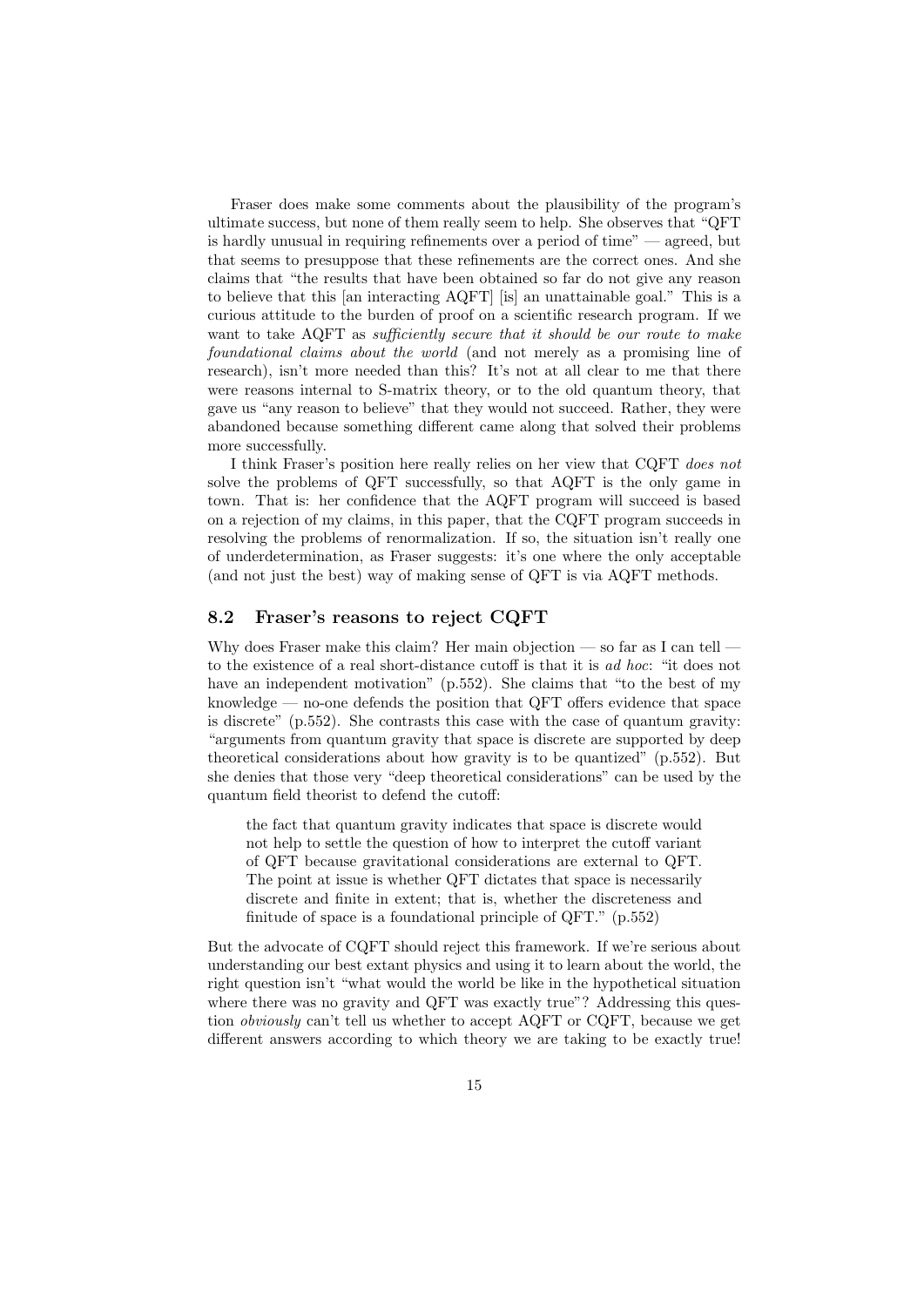Fraser does make some comments about the plausibility of the program's ultimate success, but none of them really seem to help. She observes that "QFT is hardly unusual in requiring refinements over a period of time" — agreed, but that seems to presuppose that these refinements are the correct ones. And she claims that "the results that have been obtained so far do not give any reason to believe that this [an interacting AQFT] [is] an unattainable goal." This is a curious attitude to the burden of proof on a scientific research program. If we want to take AQFT as *sufficiently secure that it should be our route to make foundational claims about the world* (and not merely as a promising line of research), isn't more needed than this? It's not at all clear to me that there were reasons internal to S-matrix theory, or to the old quantum theory, that gave us "any reason to believe" that they would not succeed. Rather, they were abandoned because something different came along that solved their problems more successfully.

I think Fraser's position here really relies on her view that CQFT *does not* solve the problems of QFT successfully, so that AQFT is the only game in town. That is: her confidence that the AQFT program will succeed is based on a rejection of my claims, in this paper, that the CQFT program succeeds in resolving the problems of renormalization. If so, the situation isn't really one of underdetermination, as Fraser suggests: it's one where the only acceptable (and not just the best) way of making sense of QFT is via AQFT methods.

## 8.2 Fraser's reasons to reject CQFT

Why does Fraser make this claim? Her main objection — so far as I can tell — to the existence of a real short-distance cutoff is that it is *ad hoc*: "it does not have an independent motivation" (p.552). She claims that "to the best of my knowledge — no-one defends the position that QFT offers evidence that space is discrete" (p.552). She contrasts this case with the case of quantum gravity: "arguments from quantum gravity that space is discrete are supported by deep theoretical considerations about how gravity is to be quantized" (p.552). But she denies that those very "deep theoretical considerations" can be used by the quantum field theorist to defend the cutoff:

> the fact that quantum gravity indicates that space is discrete would not help to settle the question of how to interpret the cutoff variant of QFT because gravitational considerations are external to QFT. The point at issue is whether QFT dictates that space is necessarily discrete and finite in extent; that is, whether the discreteness and finitude of space is a foundational principle of QFT." (p.552)

But the advocate of CQFT should reject this framework. If we're serious about understanding our best extant physics and using it to learn about the world, the right question isn't "what would the world be like in the hypothetical situation where there was no gravity and QFT was exactly true"? Addressing this question *obviously* can't tell us whether to accept AQFT or CQFT, because we get different answers according to which theory we are taking to be exactly true!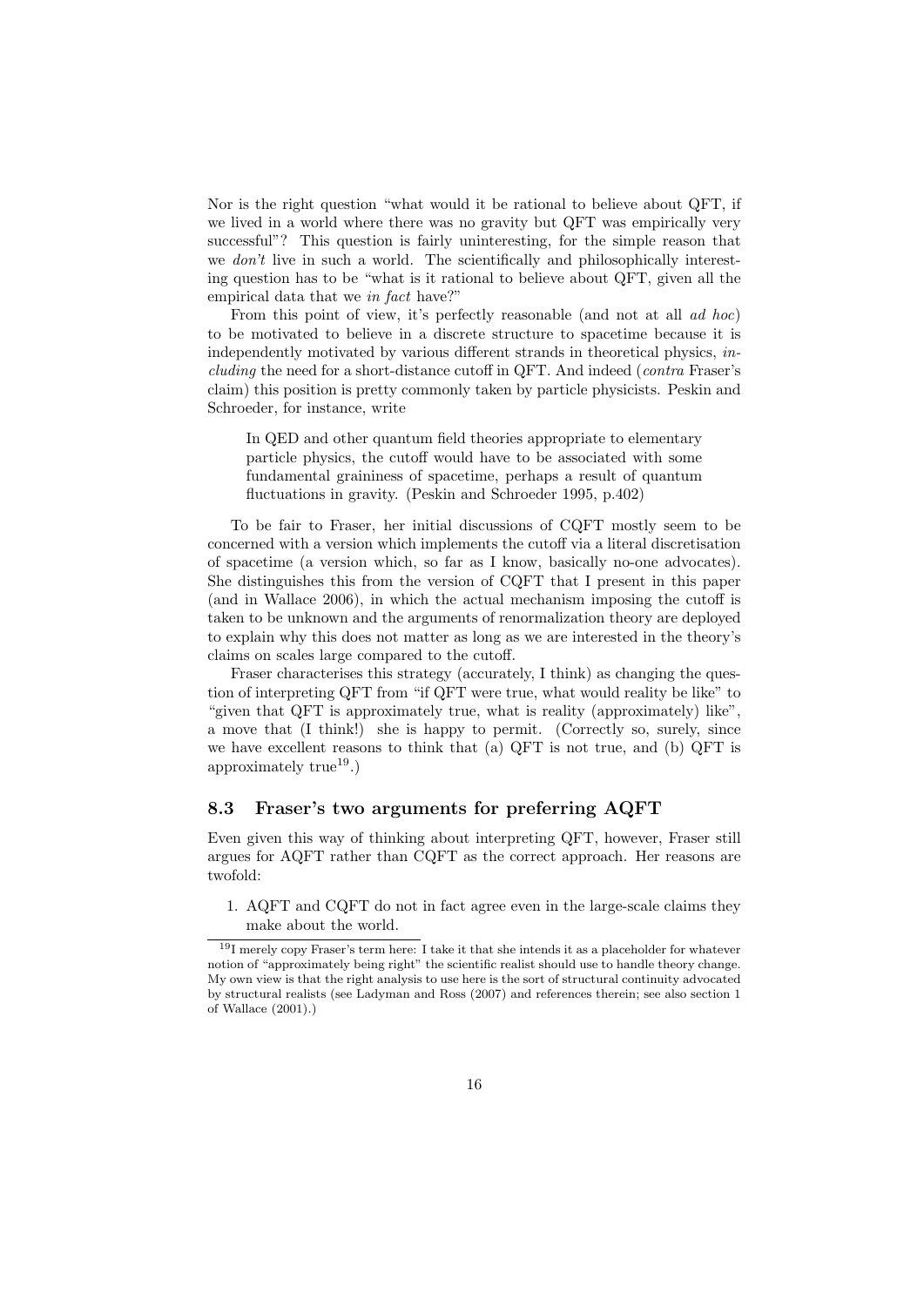Nor is the right question "what would it be rational to believe about QFT, if we lived in a world where there was no gravity but QFT was empirically very successful"? This question is fairly uninteresting, for the simple reason that we *don't* live in such a world. The scientifically and philosophically interesting question has to be "what is it rational to believe about QFT, given all the empirical data that we *in fact* have?"

From this point of view, it's perfectly reasonable (and not at all *ad hoc*) to be motivated to believe in a discrete structure to spacetime because it is independently motivated by various different strands in theoretical physics, *including* the need for a short-distance cutoff in QFT. And indeed (*contra* Fraser's claim) this position is pretty commonly taken by particle physicists. Peskin and Schroeder, for instance, write

> In QED and other quantum field theories appropriate to elementary particle physics, the cutoff would have to be associated with some fundamental graininess of spacetime, perhaps a result of quantum fluctuations in gravity. (Peskin and Schroeder 1995, p.402)

To be fair to Fraser, her initial discussions of CQFT mostly seem to be concerned with a version which implements the cutoff via a literal discretisation of spacetime (a version which, so far as I know, basically no-one advocates). She distinguishes this from the version of CQFT that I present in this paper (and in Wallace 2006), in which the actual mechanism imposing the cutoff is taken to be unknown and the arguments of renormalization theory are deployed to explain why this does not matter as long as we are interested in the theory's claims on scales large compared to the cutoff.

Fraser characterises this strategy (accurately, I think) as changing the question of interpreting QFT from "if QFT were true, what would reality be like" to "given that QFT is approximately true, what is reality (approximately) like", a move that (I think!) she is happy to permit. (Correctly so, surely, since we have excellent reasons to think that (a) QFT is not true, and (b) QFT is approximately true[19].)

### 8.3 Fraser's two arguments for preferring AQFT

Even given this way of thinking about interpreting QFT, however, Fraser still argues for AQFT rather than CQFT as the correct approach. Her reasons are twofold:

1. AQFT and CQFT do not in fact agree even in the large-scale claims they make about the world.

[19] I merely copy Fraser's term here: I take it that she intends it as a placeholder for whatever notion of "approximately being right" the scientific realist should use to handle theory change. My own view is that the right analysis to use here is the sort of structural continuity advocated by structural realists (see Ladyman and Ross (2007) and references therein; see also section 1 of Wallace (2001).)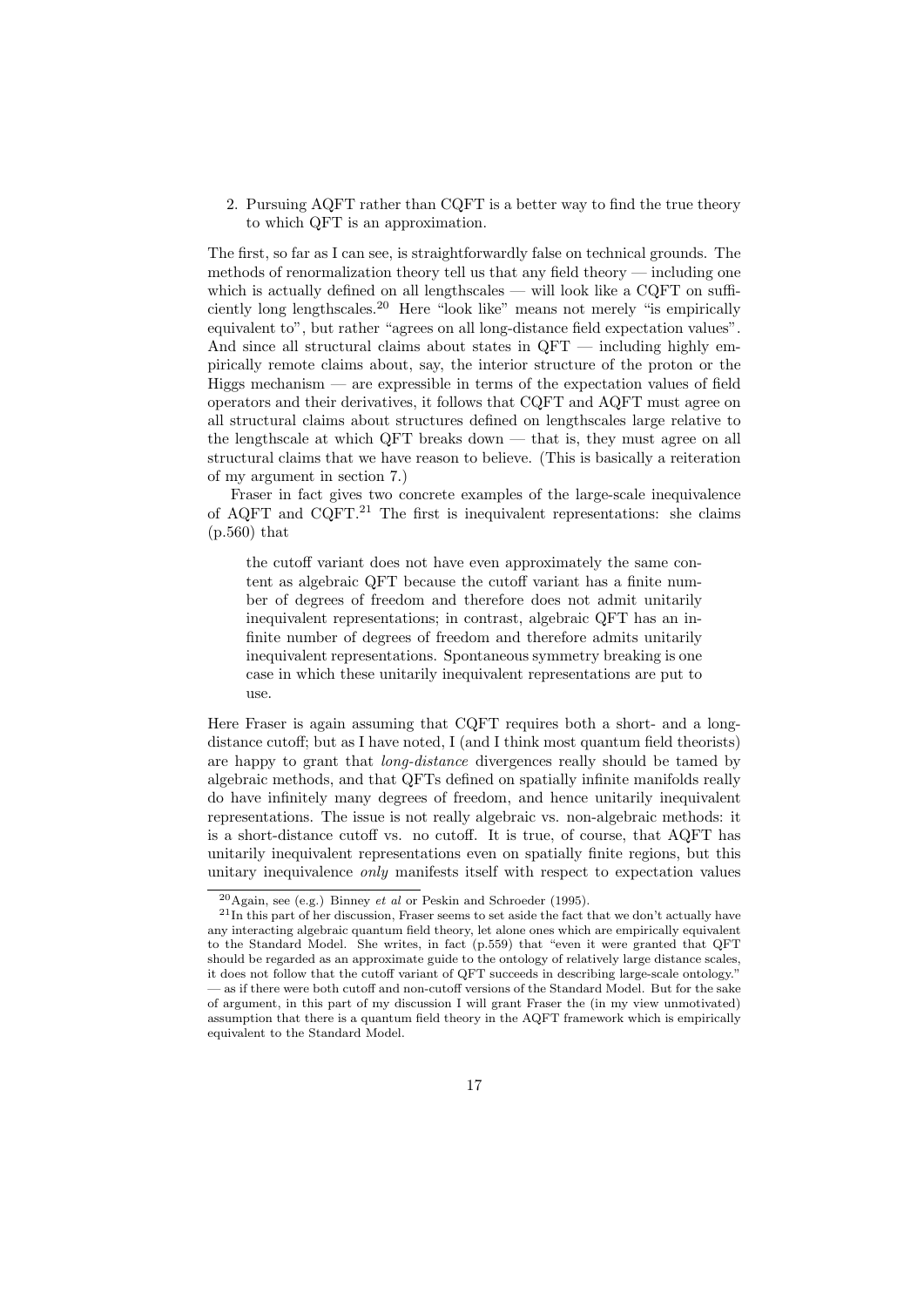2. Pursuing AQFT rather than CQFT is a better way to find the true theory to which QFT is an approximation.

The first, so far as I can see, is straightforwardly false on technical grounds. The methods of renormalization theory tell us that any field theory — including one which is actually defined on all lengthscales — will look like a CQFT on sufficiently long lengthscales.[20] Here "look like" means not merely "is empirically equivalent to", but rather "agrees on all long-distance field expectation values". And since all structural claims about states in QFT — including highly empirically remote claims about, say, the interior structure of the proton or the Higgs mechanism — are expressible in terms of the expectation values of field operators and their derivatives, it follows that CQFT and AQFT must agree on all structural claims about structures defined on lengthscales large relative to the lengthscale at which QFT breaks down — that is, they must agree on all structural claims that we have reason to believe. (This is basically a reiteration of my argument in section 7.)

Fraser in fact gives two concrete examples of the large-scale inequivalence of AQFT and CQFT.[21] The first is inequivalent representations: she claims (p.560) that

> the cutoff variant does not have even approximately the same content as algebraic QFT because the cutoff variant has a finite number of degrees of freedom and therefore does not admit unitarily inequivalent representations; in contrast, algebraic QFT has an infinite number of degrees of freedom and therefore admits unitarily inequivalent representations. Spontaneous symmetry breaking is one case in which these unitarily inequivalent representations are put to use.

Here Fraser is again assuming that CQFT requires both a short- and a long-distance cutoff; but as I have noted, I (and I think most quantum field theorists) are happy to grant that *long-distance* divergences really should be tamed by algebraic methods, and that QFTs defined on spatially infinite manifolds really do have infinitely many degrees of freedom, and hence unitarily inequivalent representations. The issue is not really algebraic vs. non-algebraic methods: it is a short-distance cutoff vs. no cutoff. It is true, of course, that AQFT has unitarily inequivalent representations even on spatially finite regions, but this unitary inequivalence *only* manifests itself with respect to expectation values

---

[20] Again, see (e.g.) Binney *et al* or Peskin and Schroeder (1995).

[21] In this part of her discussion, Fraser seems to set aside the fact that we don't actually have any interacting algebraic quantum field theory, let alone ones which are empirically equivalent to the Standard Model. She writes, in fact (p.559) that "even it were granted that QFT should be regarded as an approximate guide to the ontology of relatively large distance scales, it does not follow that the cutoff variant of QFT succeeds in describing large-scale ontology." — as if there were both cutoff and non-cutoff versions of the Standard Model. But for the sake of argument, in this part of my discussion I will grant Fraser the (in my view unmotivated) assumption that there is a quantum field theory in the AQFT framework which is empirically equivalent to the Standard Model.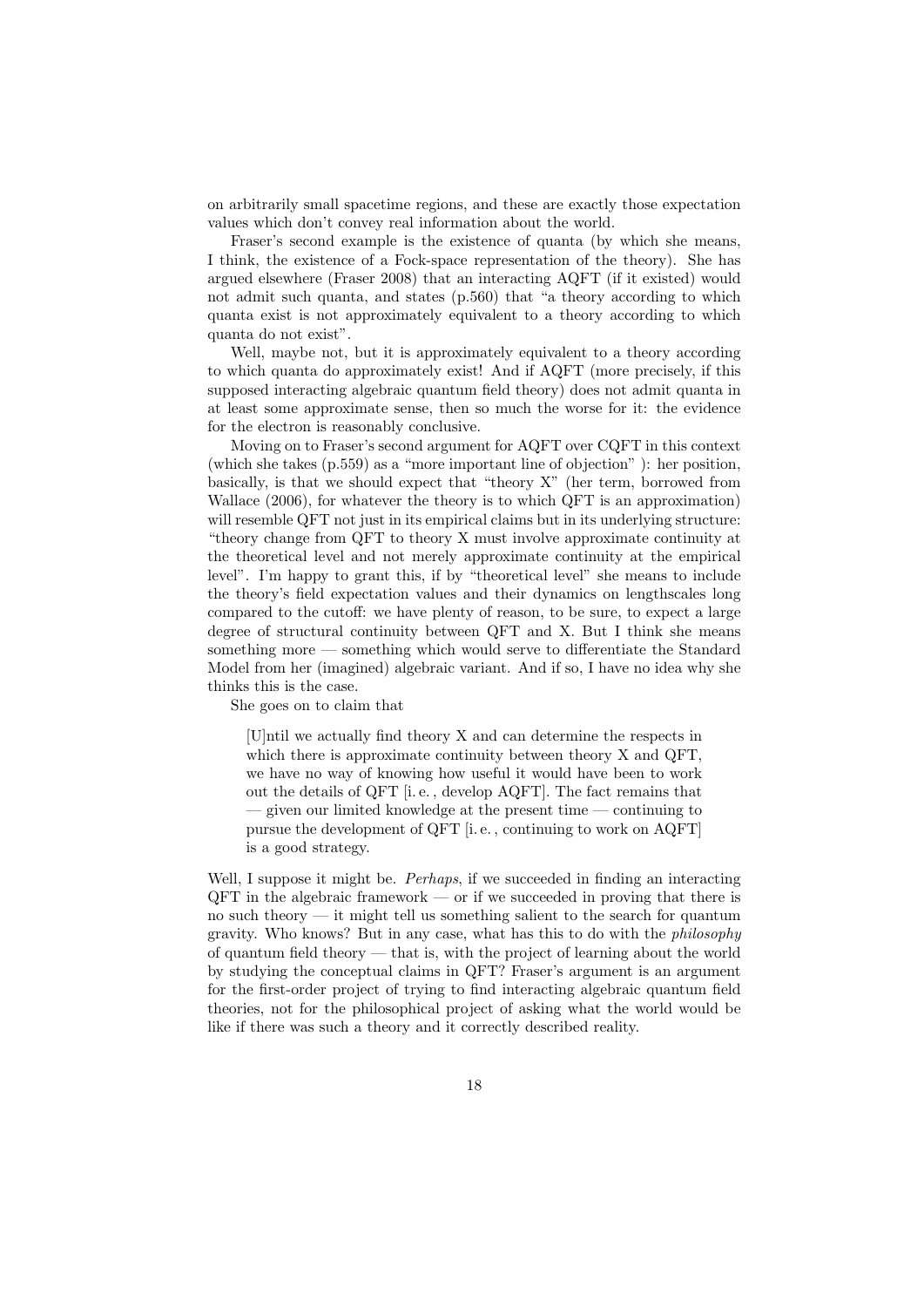on arbitrarily small spacetime regions, and these are exactly those expectation values which don't convey real information about the world.

Fraser's second example is the existence of quanta (by which she means, I think, the existence of a Fock-space representation of the theory). She has argued elsewhere (Fraser 2008) that an interacting AQFT (if it existed) would not admit such quanta, and states (p.560) that "a theory according to which quanta exist is not approximately equivalent to a theory according to which quanta do not exist".

Well, maybe not, but it is approximately equivalent to a theory according to which quanta do approximately exist! And if AQFT (more precisely, if this supposed interacting algebraic quantum field theory) does not admit quanta in at least some approximate sense, then so much the worse for it: the evidence for the electron is reasonably conclusive.

Moving on to Fraser's second argument for AQFT over CQFT in this context (which she takes (p.559) as a "more important line of objection" ): her position, basically, is that we should expect that "theory X" (her term, borrowed from Wallace (2006), for whatever the theory is to which QFT is an approximation) will resemble QFT not just in its empirical claims but in its underlying structure: "theory change from QFT to theory X must involve approximate continuity at the theoretical level and not merely approximate continuity at the empirical level". I'm happy to grant this, if by "theoretical level" she means to include the theory's field expectation values and their dynamics on lengthscales long compared to the cutoff: we have plenty of reason, to be sure, to expect a large degree of structural continuity between QFT and X. But I think she means something more — something which would serve to differentiate the Standard Model from her (imagined) algebraic variant. And if so, I have no idea why she thinks this is the case.

She goes on to claim that

> [U]ntil we actually find theory X and can determine the respects in which there is approximate continuity between theory X and QFT, we have no way of knowing how useful it would have been to work out the details of QFT [i. e. , develop AQFT]. The fact remains that — given our limited knowledge at the present time — continuing to pursue the development of QFT [i. e. , continuing to work on AQFT] is a good strategy.

Well, I suppose it might be. *Perhaps*, if we succeeded in finding an interacting QFT in the algebraic framework — or if we succeeded in proving that there is no such theory — it might tell us something salient to the search for quantum gravity. Who knows? But in any case, what has this to do with the *philosophy* of quantum field theory — that is, with the project of learning about the world by studying the conceptual claims in QFT? Fraser's argument is an argument for the first-order project of trying to find interacting algebraic quantum field theories, not for the philosophical project of asking what the world would be like if there was such a theory and it correctly described reality.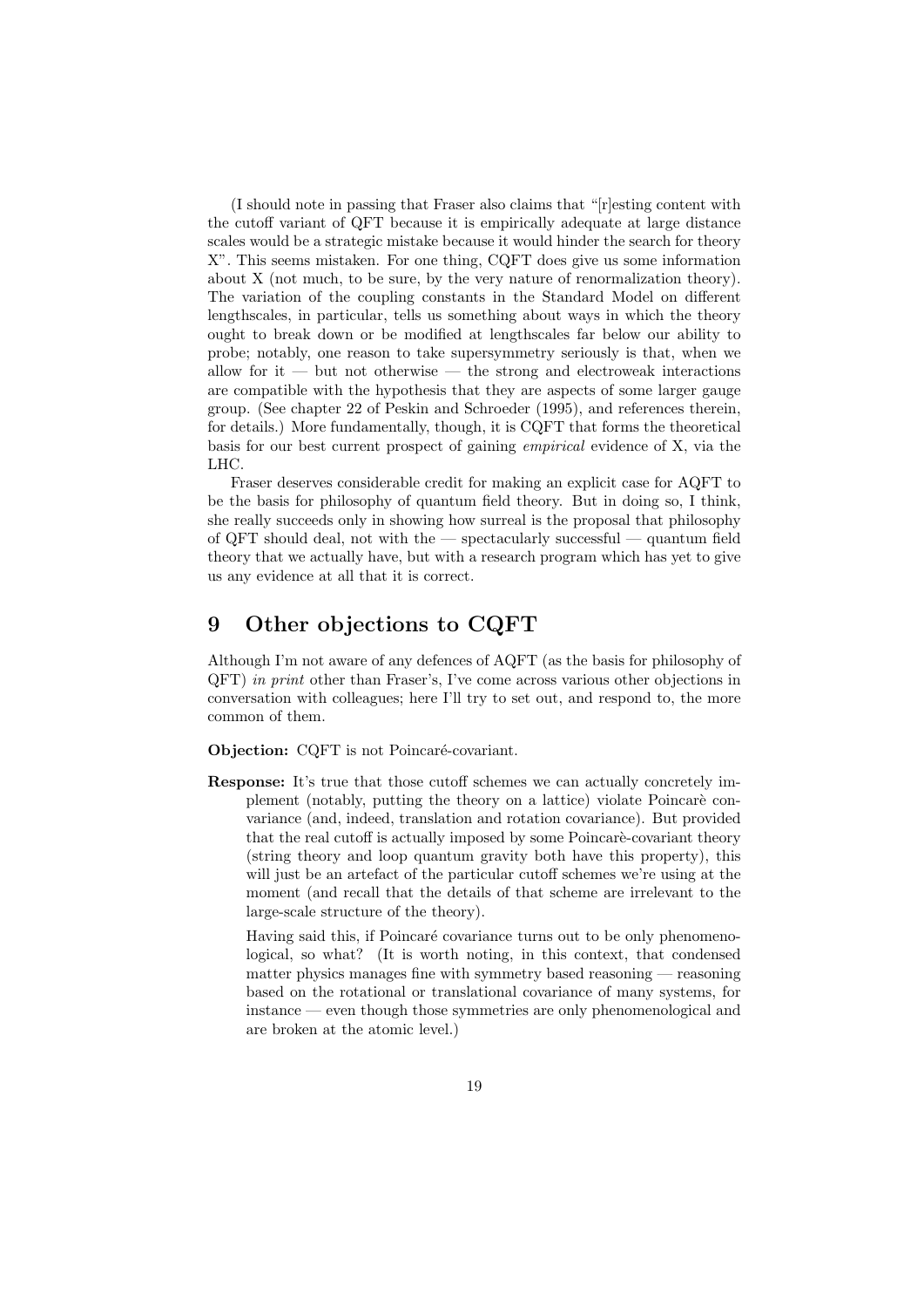(I should note in passing that Fraser also claims that "[r]esting content with the cutoff variant of QFT because it is empirically adequate at large distance scales would be a strategic mistake because it would hinder the search for theory X". This seems mistaken. For one thing, CQFT does give us some information about X (not much, to be sure, by the very nature of renormalization theory). The variation of the coupling constants in the Standard Model on different lengthscales, in particular, tells us something about ways in which the theory ought to break down or be modified at lengthscales far below our ability to probe; notably, one reason to take supersymmetry seriously is that, when we allow for it — but not otherwise — the strong and electroweak interactions are compatible with the hypothesis that they are aspects of some larger gauge group. (See chapter 22 of Peskin and Schroeder (1995), and references therein, for details.) More fundamentally, though, it is CQFT that forms the theoretical basis for our best current prospect of gaining *empirical* evidence of X, via the LHC.

Fraser deserves considerable credit for making an explicit case for AQFT to be the basis for philosophy of quantum field theory. But in doing so, I think, she really succeeds only in showing how surreal is the proposal that philosophy of QFT should deal, not with the — spectacularly successful — quantum field theory that we actually have, but with a research program which has yet to give us any evidence at all that it is correct.

# 9 Other objections to CQFT

Although I'm not aware of any defences of AQFT (as the basis for philosophy of QFT) *in print* other than Fraser's, I've come across various other objections in conversation with colleagues; here I'll try to set out, and respond to, the more common of them.

**Objection:** CQFT is not Poincaré-covariant.

**Response:** It's true that those cutoff schemes we can actually concretely implement (notably, putting the theory on a lattice) violate Poincarè convariance (and, indeed, translation and rotation covariance). But provided that the real cutoff is actually imposed by some Poincarè-covariant theory (string theory and loop quantum gravity both have this property), this will just be an artefact of the particular cutoff schemes we're using at the moment (and recall that the details of that scheme are irrelevant to the large-scale structure of the theory).

Having said this, if Poincaré covariance turns out to be only phenomenological, so what? (It is worth noting, in this context, that condensed matter physics manages fine with symmetry based reasoning — reasoning based on the rotational or translational covariance of many systems, for instance — even though those symmetries are only phenomenological and are broken at the atomic level.)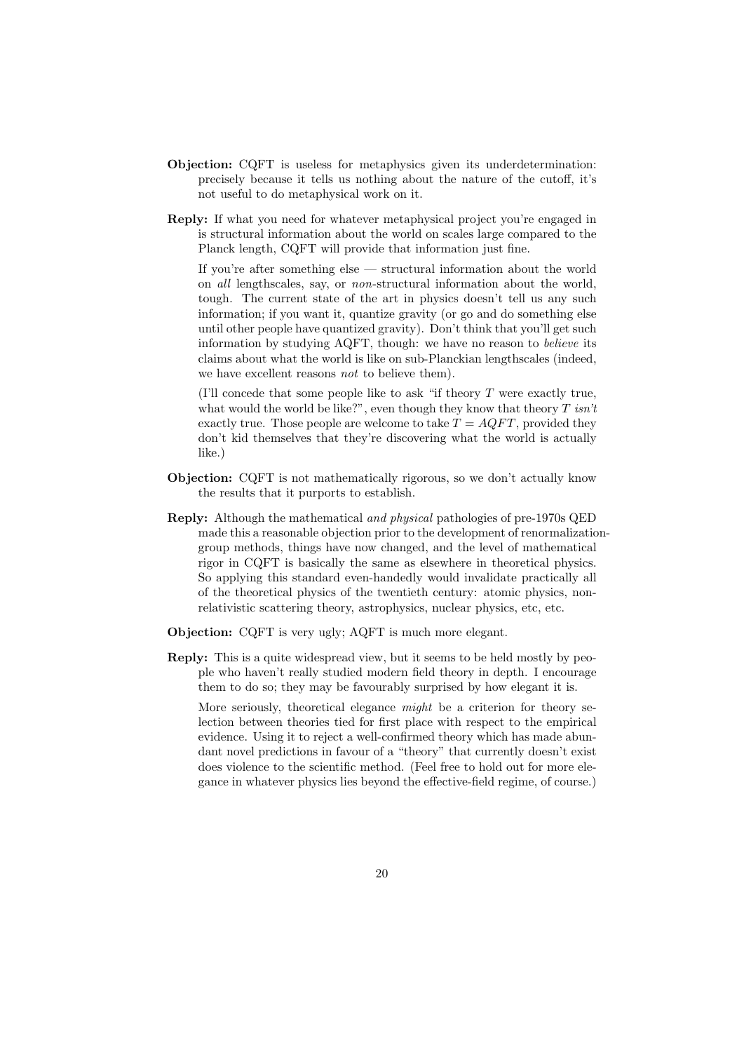**Objection:** CQFT is useless for metaphysics given its underdetermination: precisely because it tells us nothing about the nature of the cutoff, it's not useful to do metaphysical work on it.

**Reply:** If what you need for whatever metaphysical project you're engaged in is structural information about the world on scales large compared to the Planck length, CQFT will provide that information just fine.

If you're after something else — structural information about the world on *all* lengthscales, say, or *non*-structural information about the world, tough. The current state of the art in physics doesn't tell us any such information; if you want it, quantize gravity (or go and do something else until other people have quantized gravity). Don't think that you'll get such information by studying AQFT, though: we have no reason to *believe* its claims about what the world is like on sub-Planckian lengthscales (indeed, we have excellent reasons *not* to believe them).

(I'll concede that some people like to ask "if theory $T$ were exactly true, what would the world be like?", even though they know that theory $T$ *isn't* exactly true. Those people are welcome to take $T = AQFT$, provided they don't kid themselves that they're discovering what the world is actually like.)

**Objection:** CQFT is not mathematically rigorous, so we don't actually know the results that it purports to establish.

**Reply:** Although the mathematical *and physical* pathologies of pre-1970s QED made this a reasonable objection prior to the development of renormalization-group methods, things have now changed, and the level of mathematical rigor in CQFT is basically the same as elsewhere in theoretical physics. So applying this standard even-handedly would invalidate practically all of the theoretical physics of the twentieth century: atomic physics, non-relativistic scattering theory, astrophysics, nuclear physics, etc, etc.

**Objection:** CQFT is very ugly; AQFT is much more elegant.

**Reply:** This is a quite widespread view, but it seems to be held mostly by people who haven't really studied modern field theory in depth. I encourage them to do so; they may be favourably surprised by how elegant it is.

More seriously, theoretical elegance *might* be a criterion for theory selection between theories tied for first place with respect to the empirical evidence. Using it to reject a well-confirmed theory which has made abundant novel predictions in favour of a "theory" that currently doesn't exist does violence to the scientific method. (Feel free to hold out for more elegance in whatever physics lies beyond the effective-field regime, of course.)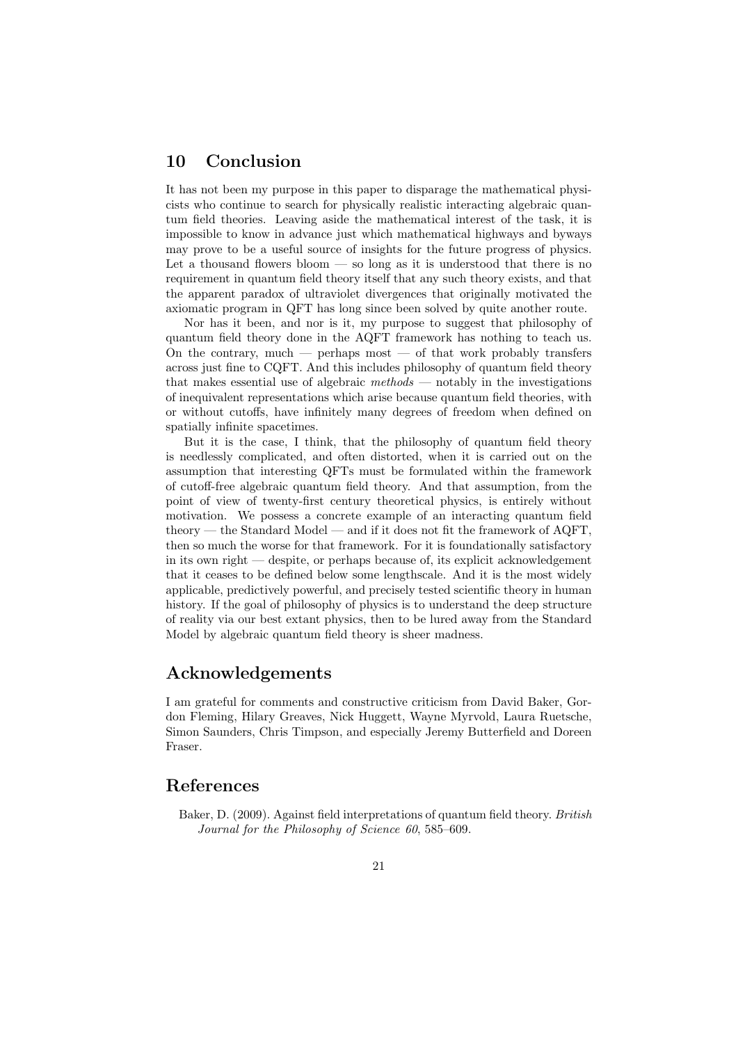## 10 Conclusion

It has not been my purpose in this paper to disparage the mathematical physicists who continue to search for physically realistic interacting algebraic quantum field theories. Leaving aside the mathematical interest of the task, it is impossible to know in advance just which mathematical highways and byways may prove to be a useful source of insights for the future progress of physics. Let a thousand flowers bloom — so long as it is understood that there is no requirement in quantum field theory itself that any such theory exists, and that the apparent paradox of ultraviolet divergences that originally motivated the axiomatic program in QFT has long since been solved by quite another route.

Nor has it been, and nor is it, my purpose to suggest that philosophy of quantum field theory done in the AQFT framework has nothing to teach us. On the contrary, much — perhaps most — of that work probably transfers across just fine to CQFT. And this includes philosophy of quantum field theory that makes essential use of algebraic *methods* — notably in the investigations of inequivalent representations which arise because quantum field theories, with or without cutoffs, have infinitely many degrees of freedom when defined on spatially infinite spacetimes.

But it is the case, I think, that the philosophy of quantum field theory is needlessly complicated, and often distorted, when it is carried out on the assumption that interesting QFTs must be formulated within the framework of cutoff-free algebraic quantum field theory. And that assumption, from the point of view of twenty-first century theoretical physics, is entirely without motivation. We possess a concrete example of an interacting quantum field theory — the Standard Model — and if it does not fit the framework of AQFT, then so much the worse for that framework. For it is foundationally satisfactory in its own right — despite, or perhaps because of, its explicit acknowledgement that it ceases to be defined below some lengthscale. And it is the most widely applicable, predictively powerful, and precisely tested scientific theory in human history. If the goal of philosophy of physics is to understand the deep structure of reality via our best extant physics, then to be lured away from the Standard Model by algebraic quantum field theory is sheer madness.

## Acknowledgements

I am grateful for comments and constructive criticism from David Baker, Gordon Fleming, Hilary Greaves, Nick Huggett, Wayne Myrvold, Laura Ruetsche, Simon Saunders, Chris Timpson, and especially Jeremy Butterfield and Doreen Fraser.

## References

Baker, D. (2009). Against field interpretations of quantum field theory. *British Journal for the Philosophy of Science 60*, 585–609.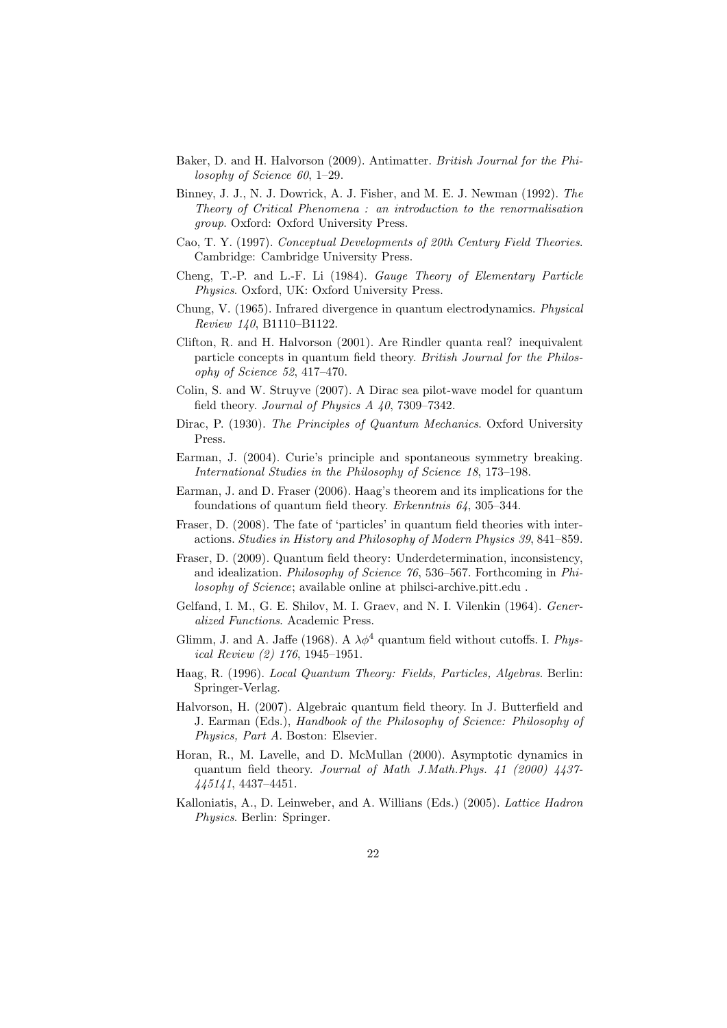Baker, D. and H. Halvorson (2009). Antimatter. *British Journal for the Philosophy of Science 60*, 1–29.

Binney, J. J., N. J. Dowrick, A. J. Fisher, and M. E. J. Newman (1992). *The Theory of Critical Phenomena : an introduction to the renormalisation group*. Oxford: Oxford University Press.

Cao, T. Y. (1997). *Conceptual Developments of 20th Century Field Theories*. Cambridge: Cambridge University Press.

Cheng, T.-P. and L.-F. Li (1984). *Gauge Theory of Elementary Particle Physics*. Oxford, UK: Oxford University Press.

Chung, V. (1965). Infrared divergence in quantum electrodynamics. *Physical Review 140*, B1110–B1122.

Clifton, R. and H. Halvorson (2001). Are Rindler quanta real? inequivalent particle concepts in quantum field theory. *British Journal for the Philosophy of Science 52*, 417–470.

Colin, S. and W. Struyve (2007). A Dirac sea pilot-wave model for quantum field theory. *Journal of Physics A 40*, 7309–7342.

Dirac, P. (1930). *The Principles of Quantum Mechanics*. Oxford University Press.

Earman, J. (2004). Curie's principle and spontaneous symmetry breaking. *International Studies in the Philosophy of Science 18*, 173–198.

Earman, J. and D. Fraser (2006). Haag's theorem and its implications for the foundations of quantum field theory. *Erkenntnis 64*, 305–344.

Fraser, D. (2008). The fate of 'particles' in quantum field theories with interactions. *Studies in History and Philosophy of Modern Physics 39*, 841–859.

Fraser, D. (2009). Quantum field theory: Underdetermination, inconsistency, and idealization. *Philosophy of Science 76*, 536–567. Forthcoming in *Philosophy of Science*; available online at philsci-archive.pitt.edu .

Gelfand, I. M., G. E. Shilov, M. I. Graev, and N. I. Vilenkin (1964). *Generalized Functions*. Academic Press.

Glimm, J. and A. Jaffe (1968). A $\lambda\phi^4$ quantum field without cutoffs. I. *Physical Review (2) 176*, 1945–1951.

Haag, R. (1996). *Local Quantum Theory: Fields, Particles, Algebras*. Berlin: Springer-Verlag.

Halvorson, H. (2007). Algebraic quantum field theory. In J. Butterfield and J. Earman (Eds.), *Handbook of the Philosophy of Science: Philosophy of Physics, Part A*. Boston: Elsevier.

Horan, R., M. Lavelle, and D. McMullan (2000). Asymptotic dynamics in quantum field theory. *Journal of Math J.Math.Phys. 41 (2000) 4437-445141*, 4437–4451.

Kalloniatis, A., D. Leinweber, and A. Willians (Eds.) (2005). *Lattice Hadron Physics*. Berlin: Springer.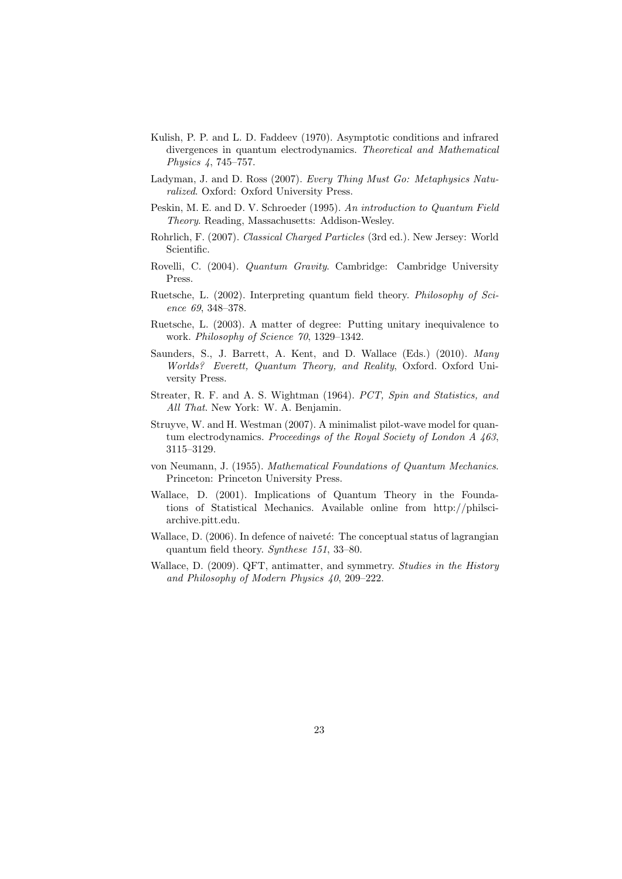Kulish, P. P. and L. D. Faddeev (1970). Asymptotic conditions and infrared divergences in quantum electrodynamics. *Theoretical and Mathematical Physics 4*, 745–757.

Ladyman, J. and D. Ross (2007). *Every Thing Must Go: Metaphysics Naturalized*. Oxford: Oxford University Press.

Peskin, M. E. and D. V. Schroeder (1995). *An introduction to Quantum Field Theory*. Reading, Massachusetts: Addison-Wesley.

Rohrlich, F. (2007). *Classical Charged Particles* (3rd ed.). New Jersey: World Scientific.

Rovelli, C. (2004). *Quantum Gravity*. Cambridge: Cambridge University Press.

Ruetsche, L. (2002). Interpreting quantum field theory. *Philosophy of Science 69*, 348–378.

Ruetsche, L. (2003). A matter of degree: Putting unitary inequivalence to work. *Philosophy of Science 70*, 1329–1342.

Saunders, S., J. Barrett, A. Kent, and D. Wallace (Eds.) (2010). *Many Worlds? Everett, Quantum Theory, and Reality*, Oxford. Oxford University Press.

Streater, R. F. and A. S. Wightman (1964). *PCT, Spin and Statistics, and All That*. New York: W. A. Benjamin.

Struyve, W. and H. Westman (2007). A minimalist pilot-wave model for quantum electrodynamics. *Proceedings of the Royal Society of London A 463*, 3115–3129.

von Neumann, J. (1955). *Mathematical Foundations of Quantum Mechanics*. Princeton: Princeton University Press.

Wallace, D. (2001). Implications of Quantum Theory in the Foundations of Statistical Mechanics. Available online from http://philsci-archive.pitt.edu.

Wallace, D. (2006). In defence of naiveté: The conceptual status of lagrangian quantum field theory. *Synthese 151*, 33–80.

Wallace, D. (2009). QFT, antimatter, and symmetry. *Studies in the History and Philosophy of Modern Physics 40*, 209–222.